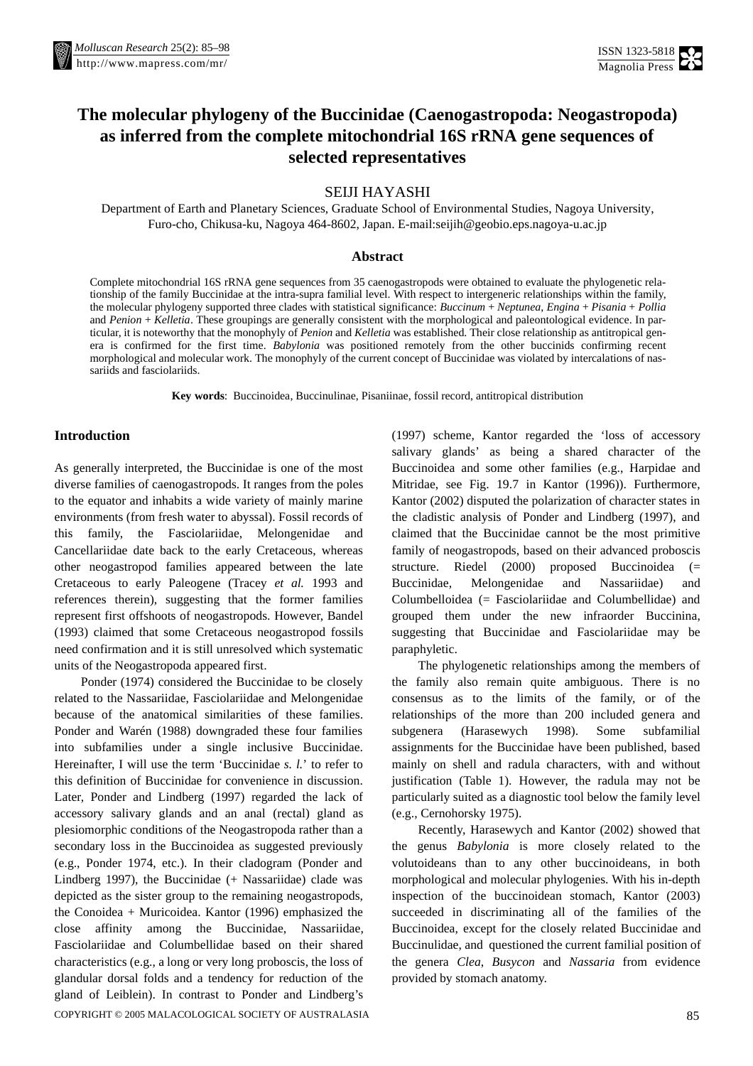# The molecular phylogeny of the Buccinidae (Caenogastropoda: Neogastropoda) as inferred from the complete mitochondrial 16S rRNA gene sequences of selected representatives

SEIJI HAYASHI

Department of Earth and Planetary Sciences, Graduate School of Environmental Studies, Nagoya University, Furo-cho, Chikusa-ku, Nagoya 464-8602, Japan. E-mail:seijih@geobio.eps.nagoya-u.ac.jp

## Abstract

Complete mitochondrial 16S rRNA gene sequences from 35 caenogastropods were obtained to evaluate the phylogenetic relationship of the family Buccinidae at the intra-supra familial level. With respect to intergeneric relationships within the family, the molecular phylogeny supported three clades with statistical significance: *Buccinum* + *Neptunea*, *Engina* + *Pisania* + *Pollia* and *Penion* + *Kelletia*. These groupings are generally consistent with the morphological and paleontological evidence. In particular, it is noteworthy that the monophyly of *Penion* and *Kelletia* was established. Their close relationship as antitropical genera is confirmed for the first time. *Babylonia* was positioned remotely from the other buccinids confirming recent morphological and molecular work. The monophyly of the current concept of Buccinidae was violated by intercalations of nassariids and fasciolariids.

**Key words**: Buccinoidea, Buccinulinae, Pisaniinae, fossil record, antitropical distribution

## Introduction

As generally interpreted, the Buccinidae is one of the most diverse families of caenogastropods. It ranges from the poles to the equator and inhabits a wide variety of mainly marine environments (from fresh water to abyssal). Fossil records of this family, the Fasciolariidae, Melongenidae and Cancellariidae date back to the early Cretaceous, whereas other neogastropod families appeared between the late Cretaceous to early Paleogene (Tracey *et al.* 1993 and references therein), suggesting that the former families represent first offshoots of neogastropods. However, Bandel (1993) claimed that some Cretaceous neogastropod fossils need confirmation and it is still unresolved which systematic units of the Neogastropoda appeared first.

Ponder (1974) considered the Buccinidae to be closely related to the Nassariidae, Fasciolariidae and Melongenidae because of the anatomical similarities of these families. Ponder and Warén (1988) downgraded these four families into subfamilies under a single inclusive Buccinidae. Hereinafter, I will use the term 'Buccinidae *s. l.*' to refer to this definition of Buccinidae for convenience in discussion. Later, Ponder and Lindberg (1997) regarded the lack of accessory salivary glands and an anal (rectal) gland as plesiomorphic conditions of the Neogastropoda rather than a secondary loss in the Buccinoidea as suggested previously (e.g., Ponder 1974, etc.). In their cladogram (Ponder and Lindberg 1997), the Buccinidae (+ Nassariidae) clade was depicted as the sister group to the remaining neogastropods, the Conoidea + Muricoidea. Kantor (1996) emphasized the close affinity among the Buccinidae, Nassariidae, Fasciolariidae and Columbellidae based on their shared characteristics (e.g., a long or very long proboscis, the loss of glandular dorsal folds and a tendency for reduction of the gland of Leiblein). In contrast to Ponder and Lindberg's (1997) scheme, Kantor regarded the 'loss of accessory salivary glands' as being a shared character of the Buccinoidea and some other families (e.g., Harpidae and Mitridae, see Fig. 19.7 in Kantor (1996)). Furthermore, Kantor (2002) disputed the polarization of character states in the cladistic analysis of Ponder and Lindberg (1997), and claimed that the Buccinidae cannot be the most primitive family of neogastropods, based on their advanced proboscis structure. Riedel (2000) proposed Buccinoidea (= Buccinidae, Melongenidae and Nassariidae) and Columbelloidea (= Fasciolariidae and Columbellidae) and grouped them under the new infraorder Buccinina, suggesting that Buccinidae and Fasciolariidae may be paraphyletic.

The phylogenetic relationships among the members of the family also remain quite ambiguous. There is no consensus as to the limits of the family, or of the relationships of the more than 200 included genera and subgenera (Harasewych 1998). Some subfamilial assignments for the Buccinidae have been published, based mainly on shell and radula characters, with and without justification (Table 1). However, the radula may not be particularly suited as a diagnostic tool below the family level (e.g., Cernohorsky 1975).

Recently, Harasewych and Kantor (2002) showed that the genus *Babylonia* is more closely related to the volutoideans than to any other buccinoideans, in both morphological and molecular phylogenies. With his in-depth inspection of the buccinoidean stomach, Kantor (2003) succeeded in discriminating all of the families of the Buccinoidea, except for the closely related Buccinidae and Buccinulidae, and questioned the current familial position of the genera *Clea*, *Busycon* and *Nassaria* from evidence provided by stomach anatomy.

COPYRIGHT © 2005 MALACOLOGICAL SOCIETY OF AUSTRALASIA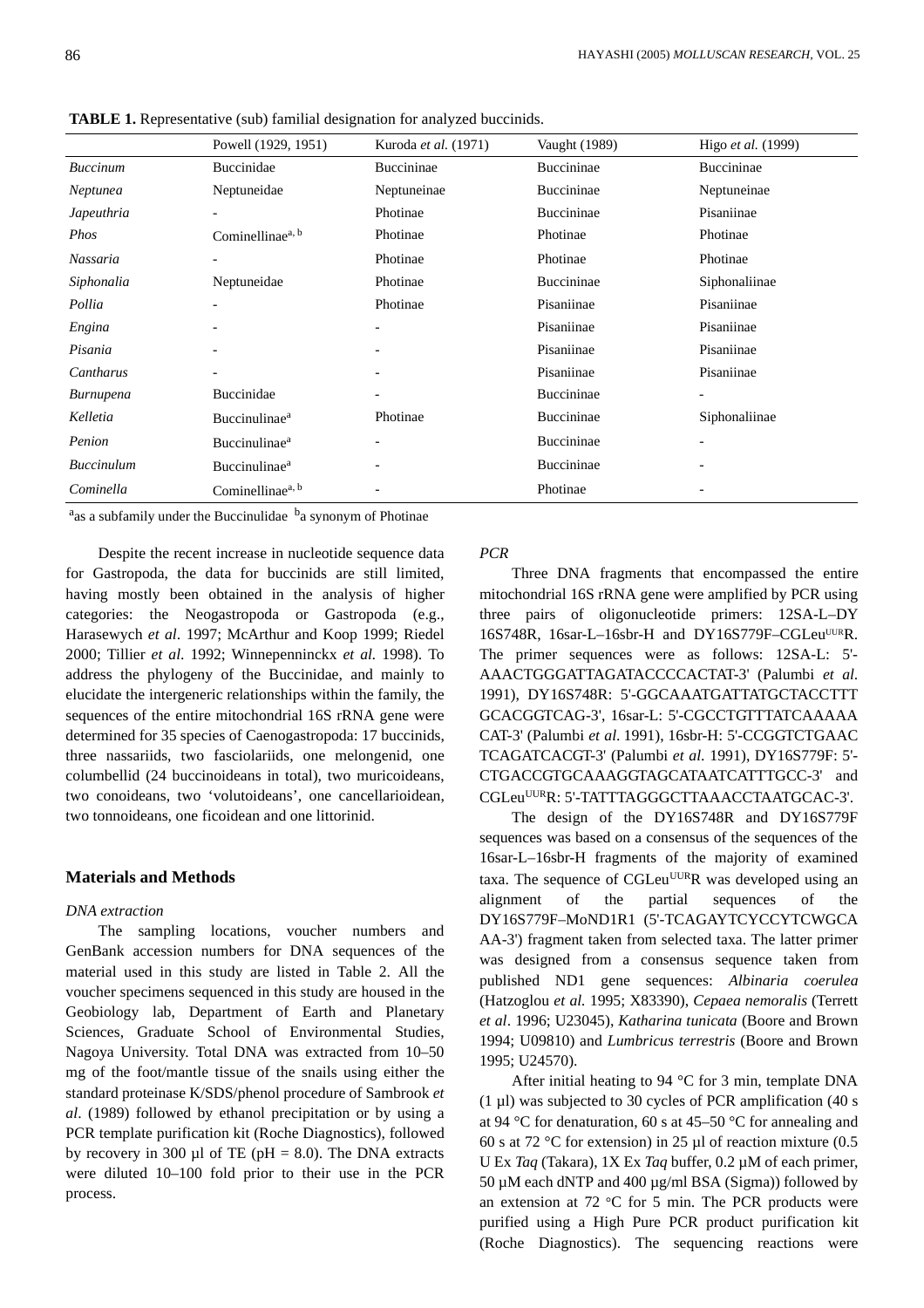**TABLE 1.** Representative (sub) familial designation for analyzed buccinids.

| | Powell (1929, 1951) | Kuroda *et al.* (1971) | Vaught (1989) | Higo *et al.* (1999) |
|---|---|---|---|---|
| *Buccinum* | Buccinidae | Buccininae | Buccininae | Buccininae |
| *Neptunea* | Neptuneidae | Neptuneinae | Buccininae | Neptuneinae |
| *Japeuthria* | - | Photinae | Buccininae | Pisaniinae |
| *Phos* | Cominellinae[a, b] | Photinae | Photinae | Photinae |
| *Nassaria* | - | Photinae | Photinae | Photinae |
| *Siphonalia* | Neptuneidae | Photinae | Buccininae | Siphonaliinae |
| *Pollia* | - | Photinae | Pisaniinae | Pisaniinae |
| *Engina* | - | - | Pisaniinae | Pisaniinae |
| *Pisania* | - | - | Pisaniinae | Pisaniinae |
| *Cantharus* | - | - | Pisaniinae | Pisaniinae |
| *Burnupena* | Buccinidae | - | Buccininae | - |
| *Kelletia* | Buccinulinae[a] | Photinae | Buccininae | Siphonaliinae |
| *Penion* | Buccinulinae[a] | - | Buccininae | - |
| *Buccinulum* | Buccinulinae[a] | - | Buccininae | - |
| *Cominella* | Cominellinae[a, b] | - | Photinae | - |

[a]as a subfamily under the Buccinulidae [b]a synonym of Photinae

Despite the recent increase in nucleotide sequence data for Gastropoda, the data for buccinids are still limited, having mostly been obtained in the analysis of higher categories: the Neogastropoda or Gastropoda (e.g., Harasewych *et al*. 1997; McArthur and Koop 1999; Riedel 2000; Tillier *et al.* 1992; Winnepenninckx *et al.* 1998). To address the phylogeny of the Buccinidae, and mainly to elucidate the intergeneric relationships within the family, the sequences of the entire mitochondrial 16S rRNA gene were determined for 35 species of Caenogastropoda: 17 buccinids, three nassariids, two fasciolariids, one melongenid, one columbellid (24 buccinoideans in total), two muricoideans, two conoideans, two 'volutoideans', one cancellarioidean, two tonnoideans, one ficoidean and one littorinid.

## Materials and Methods

### *DNA extraction*

The sampling locations, voucher numbers and GenBank accession numbers for DNA sequences of the material used in this study are listed in Table 2. All the voucher specimens sequenced in this study are housed in the Geobiology lab, Department of Earth and Planetary Sciences, Graduate School of Environmental Studies, Nagoya University. Total DNA was extracted from 10–50 mg of the foot/mantle tissue of the snails using either the standard proteinase K/SDS/phenol procedure of Sambrook *et al*. (1989) followed by ethanol precipitation or by using a PCR template purification kit (Roche Diagnostics), followed by recovery in 300 µl of TE (pH = 8.0). The DNA extracts were diluted 10–100 fold prior to their use in the PCR process.

### *PCR*

Three DNA fragments that encompassed the entire mitochondrial 16S rRNA gene were amplified by PCR using three pairs of oligonucleotide primers: 12SA-L–DY16S748R, 16sar-L–16sbr-H and DY16S779F–CGLeu[UUR]R. The primer sequences were as follows: 12SA-L: 5'-AAACTGGGATTAGATACCCCACTAT-3' (Palumbi *et al*. 1991), DY16S748R: 5'-GGCAAATGATTATGCTACCTTTGCACGGTCAG-3', 16sar-L: 5'-CGCCTGTTTATCAAAAACAT-3' (Palumbi *et al*. 1991), 16sbr-H: 5'-CCGGTCTGAACTCAGATCACGT-3' (Palumbi *et al.* 1991), DY16S779F: 5'-CTGACCGTGCAAAGGTAGCATAATCATTTGCC-3' and CGLeu[UUR]R: 5'-TATTTAGGGCTTAAACCTAATGCAC-3'.

The design of the DY16S748R and DY16S779F sequences was based on a consensus of the sequences of the 16sar-L–16sbr-H fragments of the majority of examined taxa. The sequence of CGLeu[UUR]R was developed using an alignment of the partial sequences of the DY16S779F–MoND1R1 (5'-TCAGAYTCYCCYTCWGCAAA-3') fragment taken from selected taxa. The latter primer was designed from a consensus sequence taken from published ND1 gene sequences: *Albinaria coerulea* (Hatzoglou *et al.* 1995; X83390), *Cepaea nemoralis* (Terrett *et al*. 1996; U23045), *Katharina tunicata* (Boore and Brown 1994; U09810) and *Lumbricus terrestris* (Boore and Brown 1995; U24570).

After initial heating to 94 °C for 3 min, template DNA (1 µl) was subjected to 30 cycles of PCR amplification (40 s at 94 °C for denaturation, 60 s at 45–50 °C for annealing and 60 s at 72 °C for extension) in 25 µl of reaction mixture (0.5 U Ex *Taq* (Takara), 1X Ex *Taq* buffer, 0.2 µM of each primer, 50 µM each dNTP and 400 µg/ml BSA (Sigma)) followed by an extension at 72 °C for 5 min. The PCR products were purified using a High Pure PCR product purification kit (Roche Diagnostics). The sequencing reactions were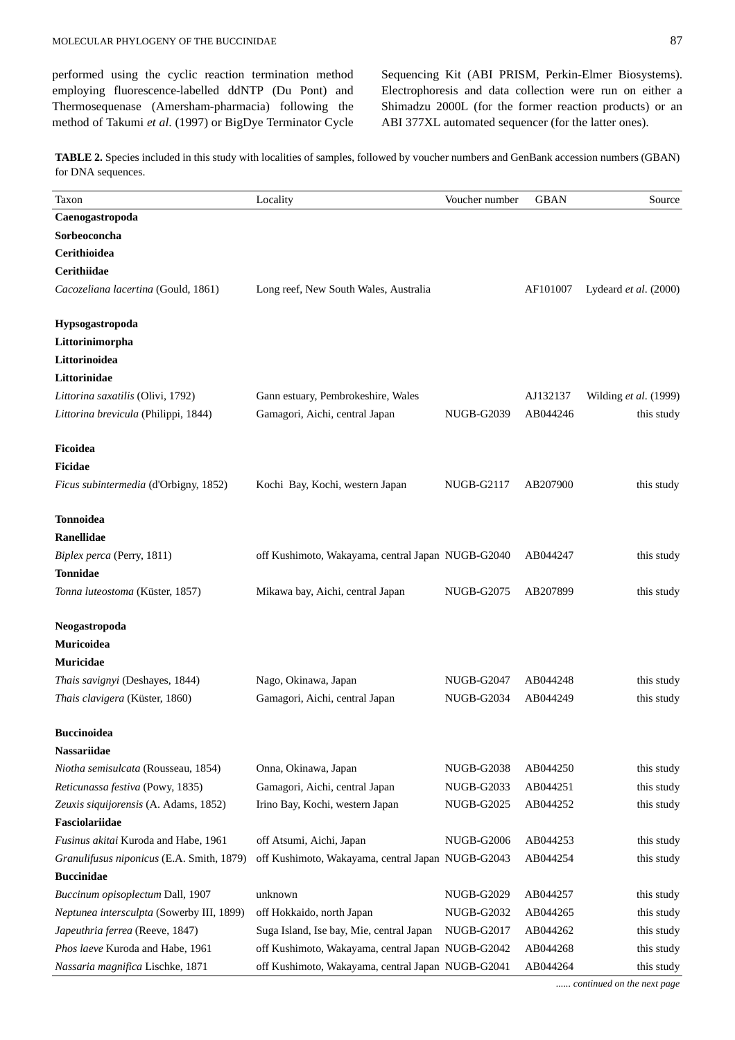performed using the cyclic reaction termination method employing fluorescence-labelled ddNTP (Du Pont) and Thermosequenase (Amersham-pharmacia) following the method of Takumi *et al*. (1997) or BigDye Terminator Cycle Sequencing Kit (ABI PRISM, Perkin-Elmer Biosystems). Electrophoresis and data collection were run on either a Shimadzu 2000L (for the former reaction products) or an ABI 377XL automated sequencer (for the latter ones).

**TABLE 2.** Species included in this study with localities of samples, followed by voucher numbers and GenBank accession numbers (GBAN) for DNA sequences.

| Taxon | Locality | Voucher number | GBAN | Source |
|---|---|---|---|---|
| **Caenogastropoda** | | | | |
| **Sorbeoconcha** | | | | |
| **Cerithioidea** | | | | |
| **Cerithiidae** | | | | |
| *Cacozeliana lacertina* (Gould, 1861) | Long reef, New South Wales, Australia | | AF101007 | Lydeard *et al*. (2000) |
| | | | | |
| **Hypsogastropoda** | | | | |
| **Littorinimorpha** | | | | |
| **Littorinoidea** | | | | |
| **Littorinidae** | | | | |
| *Littorina saxatilis* (Olivi, 1792) | Gann estuary, Pembrokeshire, Wales | | AJ132137 | Wilding *et al*. (1999) |
| *Littorina brevicula* (Philippi, 1844) | Gamagori, Aichi, central Japan | NUGB-G2039 | AB044246 | this study |
| | | | | |
| **Ficoidea** | | | | |
| **Ficidae** | | | | |
| *Ficus subintermedia* (d'Orbigny, 1852) | Kochi Bay, Kochi, western Japan | NUGB-G2117 | AB207900 | this study |
| | | | | |
| **Tonnoidea** | | | | |
| **Ranellidae** | | | | |
| *Biplex perca* (Perry, 1811) | off Kushimoto, Wakayama, central Japan | NUGB-G2040 | AB044247 | this study |
| **Tonnidae** | | | | |
| *Tonna luteostoma* (Küster, 1857) | Mikawa bay, Aichi, central Japan | NUGB-G2075 | AB207899 | this study |
| | | | | |
| **Neogastropoda** | | | | |
| **Muricoidea** | | | | |
| **Muricidae** | | | | |
| *Thais savignyi* (Deshayes, 1844) | Nago, Okinawa, Japan | NUGB-G2047 | AB044248 | this study |
| *Thais clavigera* (Küster, 1860) | Gamagori, Aichi, central Japan | NUGB-G2034 | AB044249 | this study |
| | | | | |
| **Buccinoidea** | | | | |
| **Nassariidae** | | | | |
| *Niotha semisulcata* (Rousseau, 1854) | Onna, Okinawa, Japan | NUGB-G2038 | AB044250 | this study |
| *Reticunassa festiva* (Powy, 1835) | Gamagori, Aichi, central Japan | NUGB-G2033 | AB044251 | this study |
| *Zeuxis siquijorensis* (A. Adams, 1852) | Irino Bay, Kochi, western Japan | NUGB-G2025 | AB044252 | this study |
| **Fasciolariidae** | | | | |
| *Fusinus akitai* Kuroda and Habe, 1961 | off Atsumi, Aichi, Japan | NUGB-G2006 | AB044253 | this study |
| *Granulifusus niponicus* (E.A. Smith, 1879) | off Kushimoto, Wakayama, central Japan | NUGB-G2043 | AB044254 | this study |
| **Buccinidae** | | | | |
| *Buccinum opisoplectum* Dall, 1907 | unknown | NUGB-G2029 | AB044257 | this study |
| *Neptunea intersculpta* (Sowerby III, 1899) | off Hokkaido, north Japan | NUGB-G2032 | AB044265 | this study |
| *Japeuthria ferrea* (Reeve, 1847) | Suga Island, Ise bay, Mie, central Japan | NUGB-G2017 | AB044262 | this study |
| *Phos laeve* Kuroda and Habe, 1961 | off Kushimoto, Wakayama, central Japan | NUGB-G2042 | AB044268 | this study |
| *Nassaria magnifica* Lischke, 1871 | off Kushimoto, Wakayama, central Japan | NUGB-G2041 | AB044264 | this study |

*...... continued on the next page*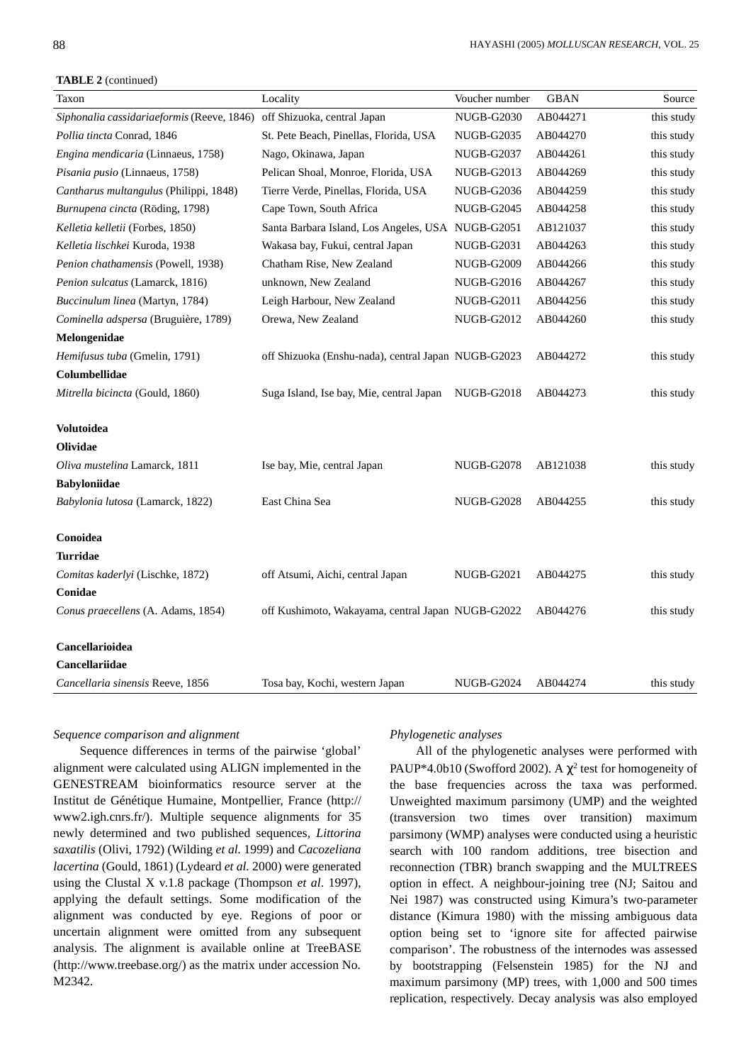**TABLE 2** (continued)

| Taxon | Locality | Voucher number | GBAN | Source |
|---|---|---|---|---|
| *Siphonalia cassidariaeformis* (Reeve, 1846) | off Shizuoka, central Japan | NUGB-G2030 | AB044271 | this study |
| *Pollia tincta* Conrad, 1846 | St. Pete Beach, Pinellas, Florida, USA | NUGB-G2035 | AB044270 | this study |
| *Engina mendicaria* (Linnaeus, 1758) | Nago, Okinawa, Japan | NUGB-G2037 | AB044261 | this study |
| *Pisania pusio* (Linnaeus, 1758) | Pelican Shoal, Monroe, Florida, USA | NUGB-G2013 | AB044269 | this study |
| *Cantharus multangulus* (Philippi, 1848) | Tierre Verde, Pinellas, Florida, USA | NUGB-G2036 | AB044259 | this study |
| *Burnupena cincta* (Röding, 1798) | Cape Town, South Africa | NUGB-G2045 | AB044258 | this study |
| *Kelletia kelletii* (Forbes, 1850) | Santa Barbara Island, Los Angeles, USA | NUGB-G2051 | AB121037 | this study |
| *Kelletia lischkei* Kuroda, 1938 | Wakasa bay, Fukui, central Japan | NUGB-G2031 | AB044263 | this study |
| *Penion chathamensis* (Powell, 1938) | Chatham Rise, New Zealand | NUGB-G2009 | AB044266 | this study |
| *Penion sulcatus* (Lamarck, 1816) | unknown, New Zealand | NUGB-G2016 | AB044267 | this study |
| *Buccinulum linea* (Martyn, 1784) | Leigh Harbour, New Zealand | NUGB-G2011 | AB044256 | this study |
| *Cominella adspersa* (Bruguière, 1789) | Orewa, New Zealand | NUGB-G2012 | AB044260 | this study |
| **Melongenidae** | | | | |
| *Hemifusus tuba* (Gmelin, 1791) | off Shizuoka (Enshu-nada), central Japan | NUGB-G2023 | AB044272 | this study |
| **Columbellidae** | | | | |
| *Mitrella bicincta* (Gould, 1860) | Suga Island, Ise bay, Mie, central Japan | NUGB-G2018 | AB044273 | this study |
| **Volutoidea** | | | | |
| **Olividae** | | | | |
| *Oliva mustelina* Lamarck, 1811 | Ise bay, Mie, central Japan | NUGB-G2078 | AB121038 | this study |
| **Babyloniidae** | | | | |
| *Babylonia lutosa* (Lamarck, 1822) | East China Sea | NUGB-G2028 | AB044255 | this study |
| **Conoidea** | | | | |
| **Turridae** | | | | |
| *Comitas kaderlyi* (Lischke, 1872) | off Atsumi, Aichi, central Japan | NUGB-G2021 | AB044275 | this study |
| **Conidae** | | | | |
| *Conus praecellens* (A. Adams, 1854) | off Kushimoto, Wakayama, central Japan | NUGB-G2022 | AB044276 | this study |
| **Cancellarioidea** | | | | |
| **Cancellariidae** | | | | |
| *Cancellaria sinensis* Reeve, 1856 | Tosa bay, Kochi, western Japan | NUGB-G2024 | AB044274 | this study |

*Sequence comparison and alignment*

Sequence differences in terms of the pairwise 'global' alignment were calculated using ALIGN implemented in the GENESTREAM bioinformatics resource server at the Institut de Génétique Humaine, Montpellier, France (http://www2.igh.cnrs.fr/). Multiple sequence alignments for 35 newly determined and two published sequences, *Littorina saxatilis* (Olivi, 1792) (Wilding *et al.* 1999) and *Cacozeliana lacertina* (Gould, 1861) (Lydeard *et al.* 2000) were generated using the Clustal X v.1.8 package (Thompson *et al*. 1997), applying the default settings. Some modification of the alignment was conducted by eye. Regions of poor or uncertain alignment were omitted from any subsequent analysis. The alignment is available online at TreeBASE (http://www.treebase.org/) as the matrix under accession No. M2342.

*Phylogenetic analyses*

All of the phylogenetic analyses were performed with PAUP*4.0b10 (Swofford 2002). A $\chi^2$ test for homogeneity of the base frequencies across the taxa was performed. Unweighted maximum parsimony (UMP) and the weighted (transversion two times over transition) maximum parsimony (WMP) analyses were conducted using a heuristic search with 100 random additions, tree bisection and reconnection (TBR) branch swapping and the MULTREES option in effect. A neighbour-joining tree (NJ; Saitou and Nei 1987) was constructed using Kimura's two-parameter distance (Kimura 1980) with the missing ambiguous data option being set to 'ignore site for affected pairwise comparison'. The robustness of the internodes was assessed by bootstrapping (Felsenstein 1985) for the NJ and maximum parsimony (MP) trees, with 1,000 and 500 times replication, respectively. Decay analysis was also employed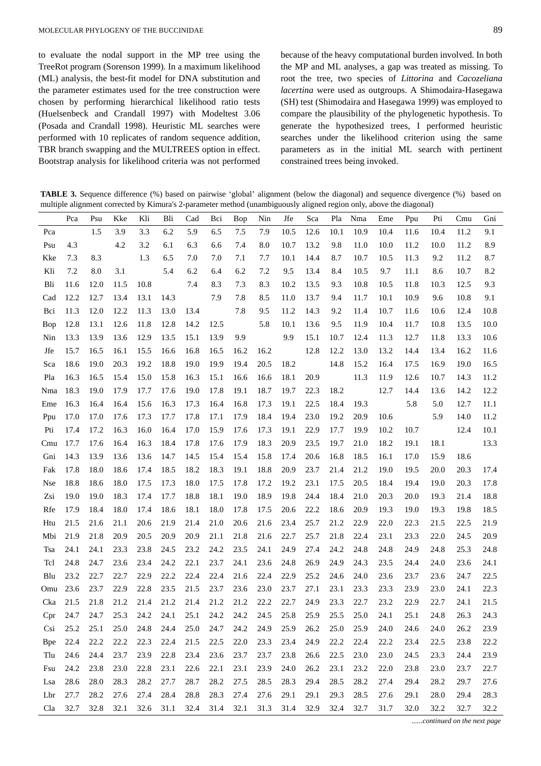to evaluate the nodal support in the MP tree using the TreeRot program (Sorenson 1999). In a maximum likelihood (ML) analysis, the best-fit model for DNA substitution and the parameter estimates used for the tree construction were chosen by performing hierarchical likelihood ratio tests (Huelsenbeck and Crandall 1997) with Modeltest 3.06 (Posada and Crandall 1998). Heuristic ML searches were performed with 10 replicates of random sequence addition, TBR branch swapping and the MULTREES option in effect. Bootstrap analysis for likelihood criteria was not performed because of the heavy computational burden involved. In both the MP and ML analyses, a gap was treated as missing. To root the tree, two species of *Littorina* and *Cacozeliana lacertina* were used as outgroups. A Shimodaira-Hasegawa (SH) test (Shimodaira and Hasegawa 1999) was employed to compare the plausibility of the phylogenetic hypothesis. To generate the hypothesized trees, I performed heuristic searches under the likelihood criterion using the same parameters as in the initial ML search with pertinent constrained trees being invoked.

**TABLE 3.** Sequence difference (%) based on pairwise 'global' alignment (below the diagonal) and sequence divergence (%) based on multiple alignment corrected by Kimura's 2-parameter method (unambiguously aligned region only, above the diagonal)

| | Pca | Psu | Kke | Kli | Bli | Cad | Bci | Bop | Nin | Jfe | Sca | Pla | Nma | Eme | Ppu | Pti | Cmu | Gni |
|---|---|---|---|---|---|---|---|---|---|---|---|---|---|---|---|---|---|---|
| Pca | | 1.5 | 3.9 | 3.3 | 6.2 | 5.9 | 6.5 | 7.5 | 7.9 | 10.5 | 12.6 | 10.1 | 10.9 | 10.4 | 11.6 | 10.4 | 11.2 | 9.1 |
| Psu | 4.3 | | 4.2 | 3.2 | 6.1 | 6.3 | 6.6 | 7.4 | 8.0 | 10.7 | 13.2 | 9.8 | 11.0 | 10.0 | 11.2 | 10.0 | 11.2 | 8.9 |
| Kke | 7.3 | 8.3 | | 1.3 | 6.5 | 7.0 | 7.0 | 7.1 | 7.7 | 10.1 | 14.4 | 8.7 | 10.7 | 10.5 | 11.3 | 9.2 | 11.2 | 8.7 |
| Kli | 7.2 | 8.0 | 3.1 | | 5.4 | 6.2 | 6.4 | 6.2 | 7.2 | 9.5 | 13.4 | 8.4 | 10.5 | 9.7 | 11.1 | 8.6 | 10.7 | 8.2 |
| Bli | 11.6 | 12.0 | 11.5 | 10.8 | | 7.4 | 8.3 | 7.3 | 8.3 | 10.2 | 13.5 | 9.3 | 10.8 | 10.5 | 11.8 | 10.3 | 12.5 | 9.3 |
| Cad | 12.2 | 12.7 | 13.4 | 13.1 | 14.3 | | 7.9 | 7.8 | 8.5 | 11.0 | 13.7 | 9.4 | 11.7 | 10.1 | 10.9 | 9.6 | 10.8 | 9.1 |
| Bci | 11.3 | 12.0 | 12.2 | 11.3 | 13.0 | 13.4 | | 7.8 | 9.5 | 11.2 | 14.3 | 9.2 | 11.4 | 10.7 | 11.6 | 10.6 | 12.4 | 10.8 |
| Bop | 12.8 | 13.1 | 12.6 | 11.8 | 12.8 | 14.2 | 12.5 | | 5.8 | 10.1 | 13.6 | 9.5 | 11.9 | 10.4 | 11.7 | 10.8 | 13.5 | 10.0 |
| Nin | 13.3 | 13.9 | 13.6 | 12.9 | 13.5 | 15.1 | 13.9 | 9.9 | | 9.9 | 15.1 | 10.7 | 12.4 | 11.3 | 12.7 | 11.8 | 13.3 | 10.6 |
| Jfe | 15.7 | 16.5 | 16.1 | 15.5 | 16.6 | 16.8 | 16.5 | 16.2 | 16.2 | | 12.8 | 12.2 | 13.0 | 13.2 | 14.4 | 13.4 | 16.2 | 11.6 |
| Sca | 18.6 | 19.0 | 20.3 | 19.2 | 18.8 | 19.0 | 19.9 | 19.4 | 20.5 | 18.2 | | 14.8 | 15.2 | 16.4 | 17.5 | 16.9 | 19.0 | 16.5 |
| Pla | 16.3 | 16.5 | 15.4 | 15.0 | 15.8 | 16.3 | 15.1 | 16.6 | 16.6 | 18.1 | 20.9 | | 11.3 | 11.9 | 12.6 | 10.7 | 14.3 | 11.2 |
| Nma | 18.3 | 19.0 | 17.9 | 17.7 | 17.6 | 19.0 | 17.8 | 19.1 | 18.7 | 19.7 | 22.3 | 18.2 | | 12.7 | 14.4 | 13.6 | 14.2 | 12.2 |
| Eme | 16.3 | 16.4 | 16.4 | 15.6 | 16.3 | 17.3 | 16.4 | 16.8 | 17.3 | 19.1 | 22.5 | 18.4 | 19.3 | | 5.8 | 5.0 | 12.7 | 11.1 |
| Ppu | 17.0 | 17.0 | 17.6 | 17.3 | 17.7 | 17.8 | 17.1 | 17.9 | 18.4 | 19.4 | 23.0 | 19.2 | 20.9 | 10.6 | | 5.9 | 14.0 | 11.2 |
| Pti | 17.4 | 17.2 | 16.3 | 16.0 | 16.4 | 17.0 | 15.9 | 17.6 | 17.3 | 19.1 | 22.9 | 17.7 | 19.9 | 10.2 | 10.7 | | 12.4 | 10.1 |
| Cmu | 17.7 | 17.6 | 16.4 | 16.3 | 18.4 | 17.8 | 17.6 | 17.9 | 18.3 | 20.9 | 23.5 | 19.7 | 21.0 | 18.2 | 19.1 | 18.1 | | 13.3 |
| Gni | 14.3 | 13.9 | 13.6 | 13.6 | 14.7 | 14.5 | 15.4 | 15.4 | 15.8 | 17.4 | 20.6 | 16.8 | 18.5 | 16.1 | 17.0 | 15.9 | 18.6 | |
| Fak | 17.8 | 18.0 | 18.6 | 17.4 | 18.5 | 18.2 | 18.3 | 19.1 | 18.8 | 20.9 | 23.7 | 21.4 | 21.2 | 19.0 | 19.5 | 20.0 | 20.3 | 17.4 |
| Nse | 18.8 | 18.6 | 18.0 | 17.5 | 17.3 | 18.0 | 17.5 | 17.8 | 17.2 | 19.2 | 23.1 | 17.5 | 20.5 | 18.4 | 19.4 | 19.0 | 20.3 | 17.8 |
| Zsi | 19.0 | 19.0 | 18.3 | 17.4 | 17.7 | 18.8 | 18.1 | 19.0 | 18.9 | 19.8 | 24.4 | 18.4 | 21.0 | 20.3 | 20.0 | 19.3 | 21.4 | 18.8 |
| Rfe | 17.9 | 18.4 | 18.0 | 17.4 | 18.6 | 18.1 | 18.0 | 17.8 | 17.5 | 20.6 | 22.2 | 18.6 | 20.9 | 19.3 | 19.0 | 19.3 | 19.8 | 18.5 |
| Htu | 21.5 | 21.6 | 21.1 | 20.6 | 21.9 | 21.4 | 21.0 | 20.6 | 21.6 | 23.4 | 25.7 | 21.2 | 22.9 | 22.0 | 22.3 | 21.5 | 22.5 | 21.9 |
| Mbi | 21.9 | 21.8 | 20.9 | 20.5 | 20.9 | 20.9 | 21.1 | 21.8 | 21.6 | 22.7 | 25.7 | 21.8 | 22.4 | 23.1 | 23.3 | 22.0 | 24.5 | 20.9 |
| Tsa | 24.1 | 24.1 | 23.3 | 23.8 | 24.5 | 23.2 | 24.2 | 23.5 | 24.1 | 24.9 | 27.4 | 24.2 | 24.8 | 24.8 | 24.9 | 24.8 | 25.3 | 24.8 |
| Tcl | 24.8 | 24.7 | 23.6 | 23.4 | 24.2 | 22.1 | 23.7 | 24.1 | 23.6 | 24.8 | 26.9 | 24.9 | 24.3 | 23.5 | 24.4 | 24.0 | 23.6 | 24.1 |
| Blu | 23.2 | 22.7 | 22.7 | 22.9 | 22.2 | 22.4 | 22.4 | 21.6 | 22.4 | 22.9 | 25.2 | 24.6 | 24.0 | 23.6 | 23.7 | 23.6 | 24.7 | 22.5 |
| Omu | 23.6 | 23.7 | 22.9 | 22.8 | 23.5 | 21.5 | 23.7 | 23.6 | 23.0 | 23.7 | 27.1 | 23.1 | 23.3 | 23.3 | 23.9 | 23.0 | 24.1 | 22.3 |
| Cka | 21.5 | 21.8 | 21.2 | 21.4 | 21.2 | 21.4 | 21.2 | 21.2 | 22.2 | 22.7 | 24.9 | 23.3 | 22.7 | 23.2 | 22.9 | 22.7 | 24.1 | 21.5 |
| Cpr | 24.7 | 24.7 | 25.3 | 24.2 | 24.1 | 25.1 | 24.2 | 24.2 | 24.5 | 25.8 | 25.9 | 25.5 | 25.0 | 24.1 | 25.1 | 24.8 | 26.3 | 24.3 |
| Csi | 25.2 | 25.1 | 25.0 | 24.8 | 24.4 | 25.0 | 24.7 | 24.2 | 24.9 | 25.9 | 26.2 | 25.0 | 25.9 | 24.0 | 24.6 | 24.0 | 26.2 | 23.9 |
| Bpe | 22.4 | 22.2 | 22.2 | 22.3 | 22.4 | 21.5 | 22.5 | 22.0 | 23.3 | 23.4 | 24.9 | 22.2 | 22.4 | 22.2 | 23.4 | 22.5 | 23.8 | 22.2 |
| Tlu | 24.6 | 24.4 | 23.7 | 23.9 | 22.8 | 23.4 | 23.6 | 23.7 | 23.7 | 23.8 | 26.6 | 22.5 | 23.0 | 23.0 | 24.5 | 23.3 | 24.4 | 23.9 |
| Fsu | 24.2 | 23.8 | 23.0 | 22.8 | 23.1 | 22.6 | 22.1 | 23.1 | 23.9 | 24.0 | 26.2 | 23.1 | 23.2 | 22.0 | 23.8 | 23.0 | 23.7 | 22.7 |
| Lsa | 28.6 | 28.0 | 28.3 | 28.2 | 27.7 | 28.7 | 28.2 | 27.5 | 28.5 | 28.3 | 29.4 | 28.5 | 28.2 | 27.4 | 29.4 | 28.2 | 29.7 | 27.6 |
| Lbr | 27.7 | 28.2 | 27.6 | 27.4 | 28.4 | 28.8 | 28.3 | 27.4 | 27.6 | 29.1 | 29.1 | 29.3 | 28.5 | 27.6 | 29.1 | 28.0 | 29.4 | 28.3 |
| Cla | 32.7 | 32.8 | 32.1 | 32.6 | 31.1 | 32.4 | 31.4 | 32.1 | 31.3 | 31.4 | 32.9 | 32.4 | 32.7 | 31.7 | 32.0 | 32.2 | 32.7 | 32.2 |

*......continued on the next page*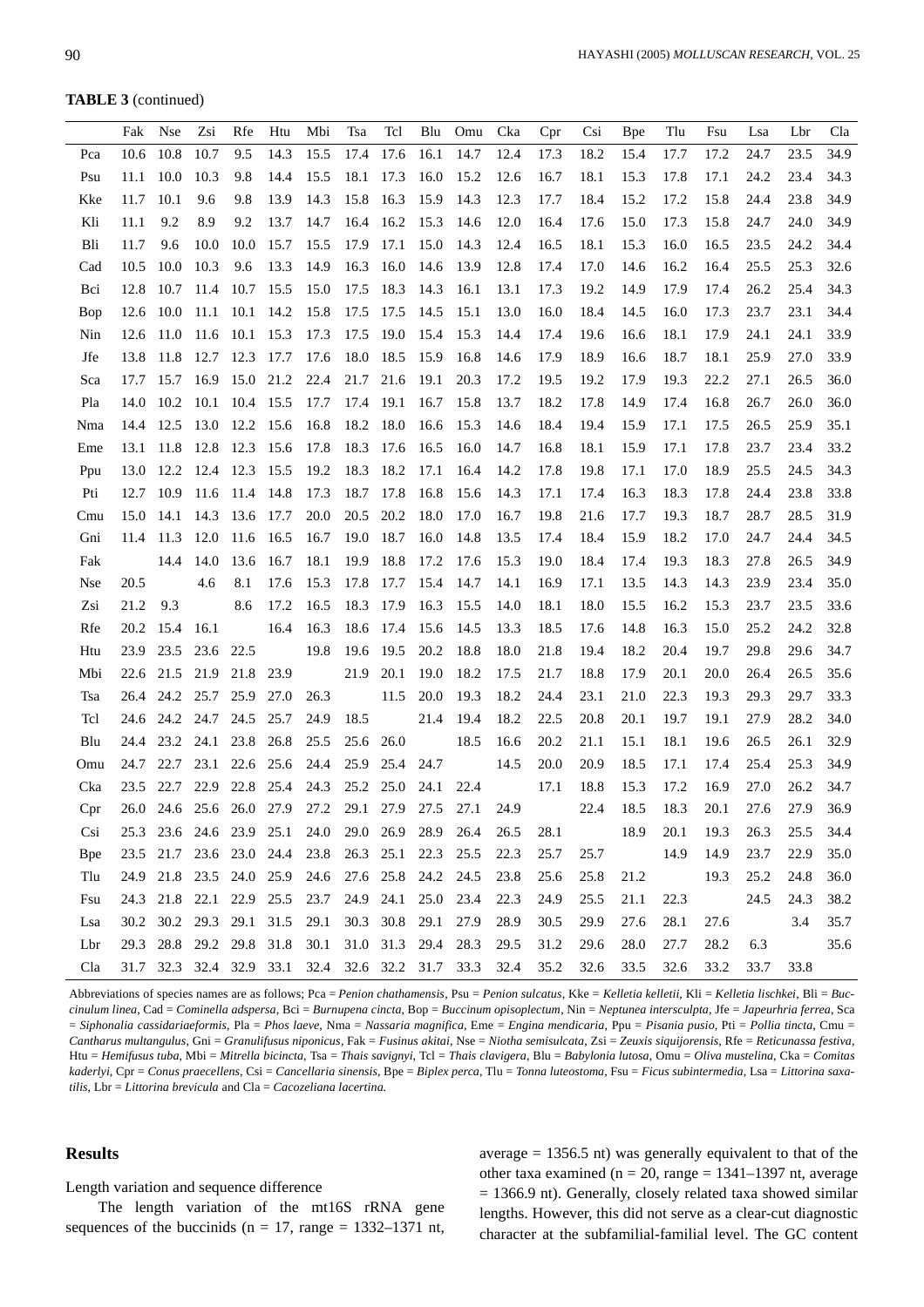**TABLE 3** (continued)

| | Fak | Nse | Zsi | Rfe | Htu | Mbi | Tsa | Tcl | Blu | Omu | Cka | Cpr | Csi | Bpe | Tlu | Fsu | Lsa | Lbr | Cla |
|---|---|---|---|---|---|---|---|---|---|---|---|---|---|---|---|---|---|---|---|
| Pca | 10.6 | 10.8 | 10.7 | 9.5 | 14.3 | 15.5 | 17.4 | 17.6 | 16.1 | 14.7 | 12.4 | 17.3 | 18.2 | 15.4 | 17.7 | 17.2 | 24.7 | 23.5 | 34.9 |
| Psu | 11.1 | 10.0 | 10.3 | 9.8 | 14.4 | 15.5 | 18.1 | 17.3 | 16.0 | 15.2 | 12.6 | 16.7 | 18.1 | 15.3 | 17.8 | 17.1 | 24.2 | 23.4 | 34.3 |
| Kke | 11.7 | 10.1 | 9.6 | 9.8 | 13.9 | 14.3 | 15.8 | 16.3 | 15.9 | 14.3 | 12.3 | 17.7 | 18.4 | 15.2 | 17.2 | 15.8 | 24.4 | 23.8 | 34.9 |
| Kli | 11.1 | 9.2 | 8.9 | 9.2 | 13.7 | 14.7 | 16.4 | 16.2 | 15.3 | 14.6 | 12.0 | 16.4 | 17.6 | 15.0 | 17.3 | 15.8 | 24.7 | 24.0 | 34.9 |
| Bli | 11.7 | 9.6 | 10.0 | 10.0 | 15.7 | 15.5 | 17.9 | 17.1 | 15.0 | 14.3 | 12.4 | 16.5 | 18.1 | 15.3 | 16.0 | 16.5 | 23.5 | 24.2 | 34.4 |
| Cad | 10.5 | 10.0 | 10.3 | 9.6 | 13.3 | 14.9 | 16.3 | 16.0 | 14.6 | 13.9 | 12.8 | 17.4 | 17.0 | 14.6 | 16.2 | 16.4 | 25.5 | 25.3 | 32.6 |
| Bci | 12.8 | 10.7 | 11.4 | 10.7 | 15.5 | 15.0 | 17.5 | 18.3 | 14.3 | 16.1 | 13.1 | 17.3 | 19.2 | 14.9 | 17.9 | 17.4 | 26.2 | 25.4 | 34.3 |
| Bop | 12.6 | 10.0 | 11.1 | 10.1 | 14.2 | 15.8 | 17.5 | 17.5 | 14.5 | 15.1 | 13.0 | 16.0 | 18.4 | 14.5 | 16.0 | 17.3 | 23.7 | 23.1 | 34.4 |
| Nin | 12.6 | 11.0 | 11.6 | 10.1 | 15.3 | 17.3 | 17.5 | 19.0 | 15.4 | 15.3 | 14.4 | 17.4 | 19.6 | 16.6 | 18.1 | 17.9 | 24.1 | 24.1 | 33.9 |
| Jfe | 13.8 | 11.8 | 12.7 | 12.3 | 17.7 | 17.6 | 18.0 | 18.5 | 15.9 | 16.8 | 14.6 | 17.9 | 18.9 | 16.6 | 18.7 | 18.1 | 25.9 | 27.0 | 33.9 |
| Sca | 17.7 | 15.7 | 16.9 | 15.0 | 21.2 | 22.4 | 21.7 | 21.6 | 19.1 | 20.3 | 17.2 | 19.5 | 19.2 | 17.9 | 19.3 | 22.2 | 27.1 | 26.5 | 36.0 |
| Pla | 14.0 | 10.2 | 10.1 | 10.4 | 15.5 | 17.7 | 17.4 | 19.1 | 16.7 | 15.8 | 13.7 | 18.2 | 17.8 | 14.9 | 17.4 | 16.8 | 26.7 | 26.0 | 36.0 |
| Nma | 14.4 | 12.5 | 13.0 | 12.2 | 15.6 | 16.8 | 18.2 | 18.0 | 16.6 | 15.3 | 14.6 | 18.4 | 19.4 | 15.9 | 17.1 | 17.5 | 26.5 | 25.9 | 35.1 |
| Eme | 13.1 | 11.8 | 12.8 | 12.3 | 15.6 | 17.8 | 18.3 | 17.6 | 16.5 | 16.0 | 14.7 | 16.8 | 18.1 | 15.9 | 17.1 | 17.8 | 23.7 | 23.4 | 33.2 |
| Ppu | 13.0 | 12.2 | 12.4 | 12.3 | 15.5 | 19.2 | 18.3 | 18.2 | 17.1 | 16.4 | 14.2 | 17.8 | 19.8 | 17.1 | 17.0 | 18.9 | 25.5 | 24.5 | 34.3 |
| Pti | 12.7 | 10.9 | 11.6 | 11.4 | 14.8 | 17.3 | 18.7 | 17.8 | 16.8 | 15.6 | 14.3 | 17.1 | 17.4 | 16.3 | 18.3 | 17.8 | 24.4 | 23.8 | 33.8 |
| Cmu | 15.0 | 14.1 | 14.3 | 13.6 | 17.7 | 20.0 | 20.5 | 20.2 | 18.0 | 17.0 | 16.7 | 19.8 | 21.6 | 17.7 | 19.3 | 18.7 | 28.7 | 28.5 | 31.9 |
| Gni | 11.4 | 11.3 | 12.0 | 11.6 | 16.5 | 16.7 | 19.0 | 18.7 | 16.0 | 14.8 | 13.5 | 17.4 | 18.4 | 15.9 | 18.2 | 17.0 | 24.7 | 24.4 | 34.5 |
| Fak | | 14.4 | 14.0 | 13.6 | 16.7 | 18.1 | 19.9 | 18.8 | 17.2 | 17.6 | 15.3 | 19.0 | 18.4 | 17.4 | 19.3 | 18.3 | 27.8 | 26.5 | 34.9 |
| Nse | 20.5 | | 4.6 | 8.1 | 17.6 | 15.3 | 17.8 | 17.7 | 15.4 | 14.7 | 14.1 | 16.9 | 17.1 | 13.5 | 14.3 | 14.3 | 23.9 | 23.4 | 35.0 |
| Zsi | 21.2 | 9.3 | | 8.6 | 17.2 | 16.5 | 18.3 | 17.9 | 16.3 | 15.5 | 14.0 | 18.1 | 18.0 | 15.5 | 16.2 | 15.3 | 23.7 | 23.5 | 33.6 |
| Rfe | 20.2 | 15.4 | 16.1 | | 16.4 | 16.3 | 18.6 | 17.4 | 15.6 | 14.5 | 13.3 | 18.5 | 17.6 | 14.8 | 16.3 | 15.0 | 25.2 | 24.2 | 32.8 |
| Htu | 23.9 | 23.5 | 23.6 | 22.5 | | 19.8 | 19.6 | 19.5 | 20.2 | 18.8 | 18.0 | 21.8 | 19.4 | 18.2 | 20.4 | 19.7 | 29.8 | 29.6 | 34.7 |
| Mbi | 22.6 | 21.5 | 21.9 | 21.8 | 23.9 | | 21.9 | 20.1 | 19.0 | 18.2 | 17.5 | 21.7 | 18.8 | 17.9 | 20.1 | 20.0 | 26.4 | 26.5 | 35.6 |
| Tsa | 26.4 | 24.2 | 25.7 | 25.9 | 27.0 | 26.3 | | 11.5 | 20.0 | 19.3 | 18.2 | 24.4 | 23.1 | 21.0 | 22.3 | 19.3 | 29.3 | 29.7 | 33.3 |
| Tcl | 24.6 | 24.2 | 24.7 | 24.5 | 25.7 | 24.9 | 18.5 | | 21.4 | 19.4 | 18.2 | 22.5 | 20.8 | 20.1 | 19.7 | 19.1 | 27.9 | 28.2 | 34.0 |
| Blu | 24.4 | 23.2 | 24.1 | 23.8 | 26.8 | 25.5 | 25.6 | 26.0 | | 18.5 | 16.6 | 20.2 | 21.1 | 15.1 | 18.1 | 19.6 | 26.5 | 26.1 | 32.9 |
| Omu | 24.7 | 22.7 | 23.1 | 22.6 | 25.6 | 24.4 | 25.9 | 25.4 | 24.7 | | 14.5 | 20.0 | 20.9 | 18.5 | 17.1 | 17.4 | 25.4 | 25.3 | 34.9 |
| Cka | 23.5 | 22.7 | 22.9 | 22.8 | 25.4 | 24.3 | 25.2 | 25.0 | 24.1 | 22.4 | | 17.1 | 18.8 | 15.3 | 17.2 | 16.9 | 27.0 | 26.2 | 34.7 |
| Cpr | 26.0 | 24.6 | 25.6 | 26.0 | 27.9 | 27.2 | 29.1 | 27.9 | 27.5 | 27.1 | 24.9 | | 22.4 | 18.5 | 18.3 | 20.1 | 27.6 | 27.9 | 36.9 |
| Csi | 25.3 | 23.6 | 24.6 | 23.9 | 25.1 | 24.0 | 29.0 | 26.9 | 28.9 | 26.4 | 26.5 | 28.1 | | 18.9 | 20.1 | 19.3 | 26.3 | 25.5 | 34.4 |
| Bpe | 23.5 | 21.7 | 23.6 | 23.0 | 24.4 | 23.8 | 26.3 | 25.1 | 22.3 | 25.5 | 22.3 | 25.7 | 25.7 | | 14.9 | 14.9 | 23.7 | 22.9 | 35.0 |
| Tlu | 24.9 | 21.8 | 23.5 | 24.0 | 25.9 | 24.6 | 27.6 | 25.8 | 24.2 | 24.5 | 23.8 | 25.6 | 25.8 | 21.2 | | 19.3 | 25.2 | 24.8 | 36.0 |
| Fsu | 24.3 | 21.8 | 22.1 | 22.9 | 25.5 | 23.7 | 24.9 | 24.1 | 25.0 | 23.4 | 22.3 | 24.9 | 25.5 | 21.1 | 22.3 | | 24.5 | 24.3 | 38.2 |
| Lsa | 30.2 | 30.2 | 29.3 | 29.1 | 31.5 | 29.1 | 30.3 | 30.8 | 29.1 | 27.9 | 28.9 | 30.5 | 29.9 | 27.6 | 28.1 | 27.6 | | 3.4 | 35.7 |
| Lbr | 29.3 | 28.8 | 29.2 | 29.8 | 31.8 | 30.1 | 31.0 | 31.3 | 29.4 | 28.3 | 29.5 | 31.2 | 29.6 | 28.0 | 27.7 | 28.2 | 6.3 | | 35.6 |
| Cla | 31.7 | 32.3 | 32.4 | 32.9 | 33.1 | 32.4 | 32.6 | 32.2 | 31.7 | 33.3 | 32.4 | 35.2 | 32.6 | 33.5 | 32.6 | 33.2 | 33.7 | 33.8 | |

Abbreviations of species names are as follows; Pca = *Penion chathamensis*, Psu = *Penion sulcatus*, Kke = *Kelletia kelletii*, Kli = *Kelletia lischkei*, Bli = *Buccinulum linea*, Cad = *Cominella adspersa*, Bci = *Burnupena cincta*, Bop = *Buccinum opisoplectum*, Nin = *Neptunea intersculpta*, Jfe = *Japeurhria ferrea*, Sca = *Siphonalia cassidariaeformis*, Pla = *Phos laeve*, Nma = *Nassaria magnifica*, Eme = *Engina mendicaria*, Ppu = *Pisania pusio*, Pti = *Pollia tincta*, Cmu = *Cantharus multangulus*, Gni = *Granulifusus niponicus*, Fak = *Fusinus akitai*, Nse = *Niotha semisulcata*, Zsi = *Zeuxis siquijorensis*, Rfe = *Reticunassa festiva*, Htu = *Hemifusus tuba*, Mbi = *Mitrella bicincta*, Tsa = *Thais savignyi*, Tcl = *Thais clavigera*, Blu = *Babylonia lutosa*, Omu = *Oliva mustelina*, Cka = *Comitas kaderlyi*, Cpr = *Conus praecellens*, Csi = *Cancellaria sinensis*, Bpe = *Biplex perca*, Tlu = *Tonna luteostoma*, Fsu = *Ficus subintermedia*, Lsa = *Littorina saxatilis*, Lbr = *Littorina brevicula* and Cla = *Cacozeliana lacertina.*

## Results

Length variation and sequence difference

The length variation of the mt16S rRNA gene sequences of the buccinids (n = 17, range = 1332–1371 nt, average = 1356.5 nt) was generally equivalent to that of the other taxa examined (n = 20, range = 1341–1397 nt, average = 1366.9 nt). Generally, closely related taxa showed similar lengths. However, this did not serve as a clear-cut diagnostic character at the subfamilial-familial level. The GC content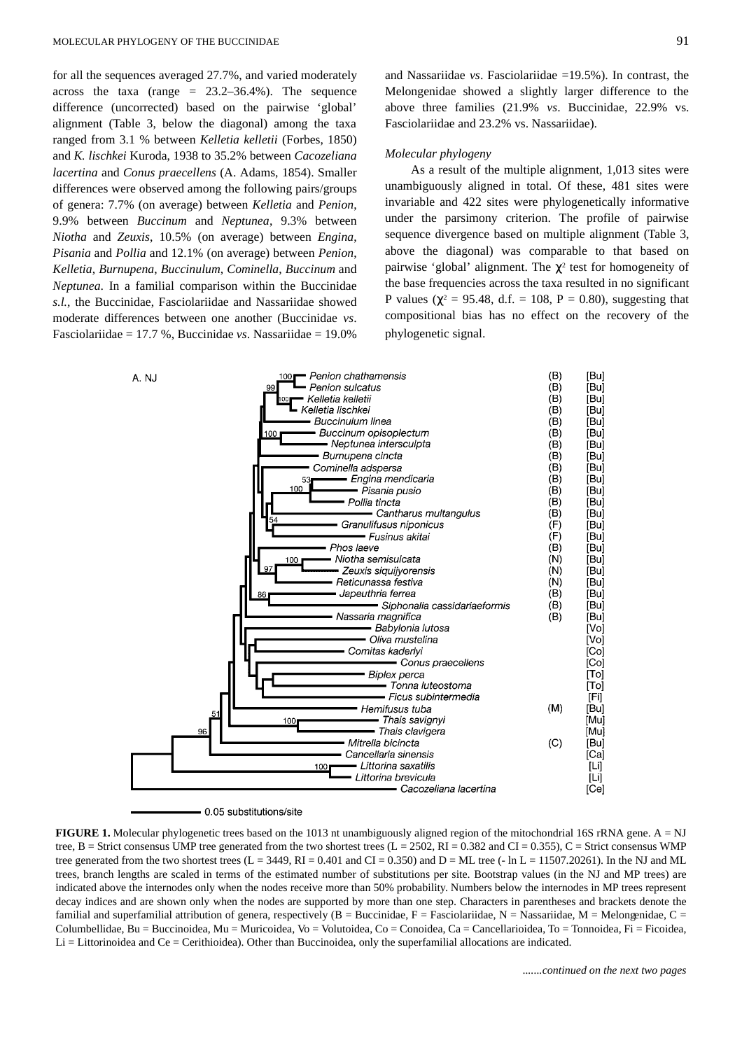for all the sequences averaged 27.7%, and varied moderately across the taxa (range = 23.2–36.4%). The sequence difference (uncorrected) based on the pairwise 'global' alignment (Table 3, below the diagonal) among the taxa ranged from 3.1 % between *Kelletia kelletii* (Forbes, 1850) and *K. lischkei* Kuroda, 1938 to 35.2% between *Cacozeliana lacertina* and *Conus praecellens* (A. Adams, 1854). Smaller differences were observed among the following pairs/groups of genera: 7.7% (on average) between *Kelletia* and *Penion*, 9.9% between *Buccinum* and *Neptunea*, 9.3% between *Niotha* and *Zeuxis*, 10.5% (on average) between *Engina*, *Pisania* and *Pollia* and 12.1% (on average) between *Penion*, *Kelletia*, *Burnupena*, *Buccinulum*, *Cominella*, *Buccinum* and *Neptunea*. In a familial comparison within the Buccinidae *s.l.*, the Buccinidae, Fasciolariidae and Nassariidae showed moderate differences between one another (Buccinidae *vs*. Fasciolariidae = 17.7 %, Buccinidae *vs*. Nassariidae = 19.0% and Nassariidae *vs*. Fasciolariidae =19.5%). In contrast, the Melongenidae showed a slightly larger difference to the above three families (21.9% *vs*. Buccinidae, 22.9% vs. Fasciolariidae and 23.2% vs. Nassariidae).

*Molecular phylogeny*

As a result of the multiple alignment, 1,013 sites were unambiguously aligned in total. Of these, 481 sites were invariable and 422 sites were phylogenetically informative under the parsimony criterion. The profile of pairwise sequence divergence based on multiple alignment (Table 3, above the diagonal) was comparable to that based on pairwise 'global' alignment. The $\chi^2$ test for homogeneity of the base frequencies across the taxa resulted in no significant P values ($\chi^2$ = 95.48, d.f. = 108, P = 0.80), suggesting that compositional bias has no effect on the recovery of the phylogenetic signal.

**FIGURE 1.** Molecular phylogenetic trees based on the 1013 nt unambiguously aligned region of the mitochondrial 16S rRNA gene. A = NJ tree, B = Strict consensus UMP tree generated from the two shortest trees (L = 2502, RI = 0.382 and CI = 0.355), C = Strict consensus WMP tree generated from the two shortest trees (L = 3449, RI = 0.401 and CI = 0.350) and D = ML tree (- ln L = 11507.20261). In the NJ and ML trees, branch lengths are scaled in terms of the estimated number of substitutions per site. Bootstrap values (in the NJ and MP trees) are indicated above the internodes only when the nodes receive more than 50% probability. Numbers below the internodes in MP trees represent decay indices and are shown only when the nodes are supported by more than one step. Characters in parentheses and brackets denote the familial and superfamilial attribution of genera, respectively (B = Buccinidae, F = Fasciolariidae, N = Nassariidae, M = Melongenidae, C = Columbellidae, Bu = Buccinoidea, Mu = Muricoidea, Vo = Volutoidea, Co = Conoidea, Ca = Cancellarioidea, To = Tonnoidea, Fi = Ficoidea, Li = Littorinoidea and Ce = Cerithioidea). Other than Buccinoidea, only the superfamilial allocations are indicated.

*.......continued on the next two pages*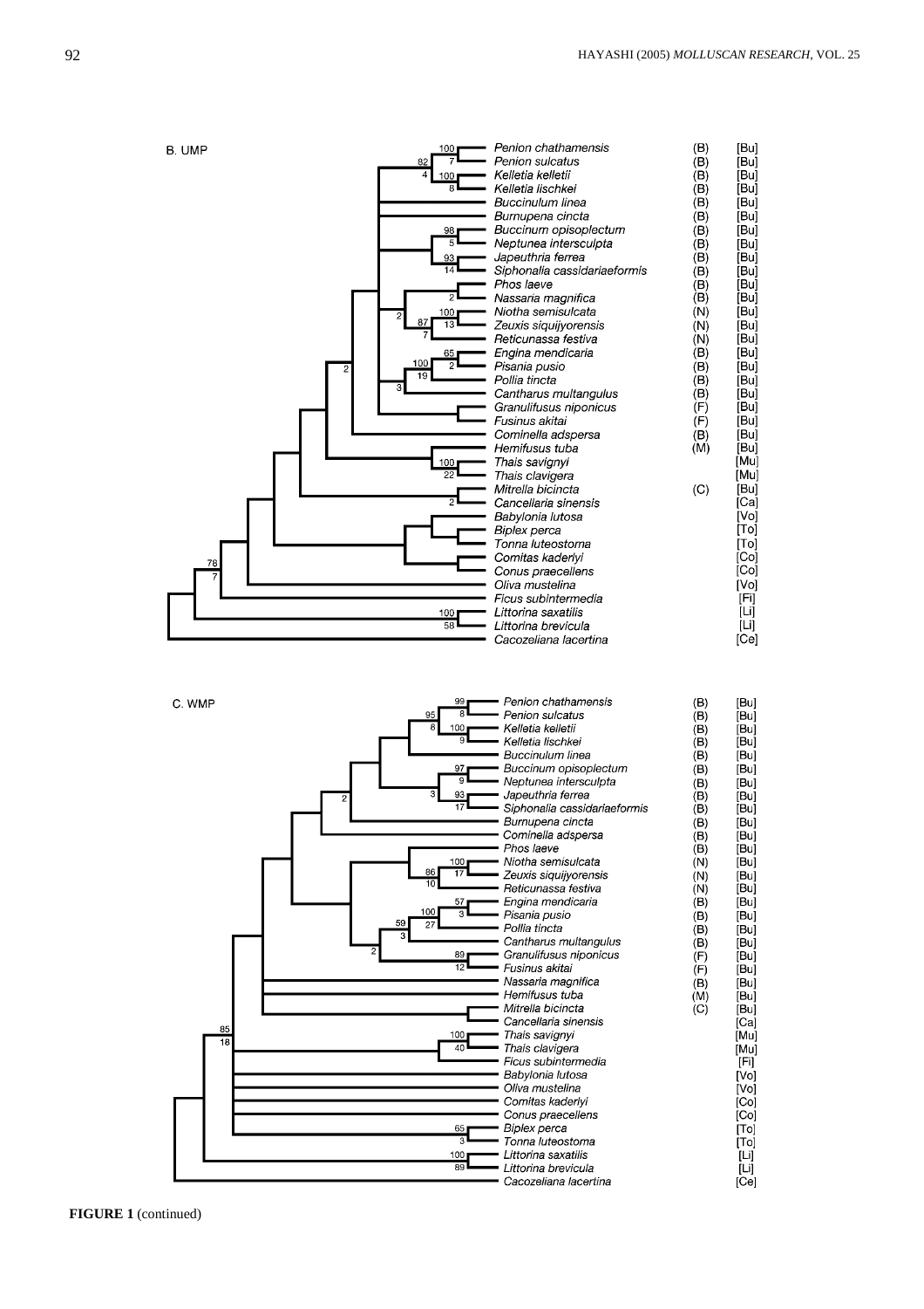B. UMP

Penion chathamensis (B) [Bu]
Penion sulcatus (B) [Bu]
Kelletia kelletii (B) [Bu]
Kelletia lischkei (B) [Bu]
Buccinulum linea (B) [Bu]
Burnupena cincta (B) [Bu]
Buccinum opisoplectum (B) [Bu]
Neptunea intersculpta (B) [Bu]
Japeuthria ferrea (B) [Bu]
Siphonalia cassidariaeformis (B) [Bu]
Phos laeve (B) [Bu]
Nassaria magnifica (B) [Bu]
Niotha semisulcata (N) [Bu]
Zeuxis siquijyorensis (N) [Bu]
Reticunassa festiva (N) [Bu]
Engina mendicaria (B) [Bu]
Pisania pusio (B) [Bu]
Pollia tincta (B) [Bu]
Cantharus multangulus (B) [Bu]
Granulifusus niponicus (F) [Bu]
Fusinus akitai (F) [Bu]
Cominella adspersa (B) [Bu]
Hemifusus tuba (M) [Bu]
Thais savignyi [Mu]
Thais clavigera [Mu]
Mitrella bicincta (C) [Bu]
Cancellaria sinensis [Ca]
Babylonia lutosa [Vo]
Biplex perca [To]
Tonna luteostoma [To]
Comitas kaderlyi [Co]
Conus praecellens [Co]
Oliva mustelina [Vo]
Ficus subintermedia [Fi]
Littorina saxatilis [Li]
Littorina brevicula [Li]
Cacozeliana lacertina [Ce]

C. WMP

Penion chathamensis (B) [Bu]
Penion sulcatus (B) [Bu]
Kelletia kelletii (B) [Bu]
Kelletia lischkei (B) [Bu]
Buccinulum linea (B) [Bu]
Buccinum opisoplectum (B) [Bu]
Neptunea intersculpta (B) [Bu]
Japeuthria ferrea (B) [Bu]
Siphonalia cassidariaeformis (B) [Bu]
Burnupena cincta (B) [Bu]
Cominella adspersa (B) [Bu]
Phos laeve (B) [Bu]
Niotha semisulcata (N) [Bu]
Zeuxis siquijyorensis (N) [Bu]
Reticunassa festiva (N) [Bu]
Engina mendicaria (B) [Bu]
Pisania pusio (B) [Bu]
Pollia tincta (B) [Bu]
Cantharus multangulus (B) [Bu]
Granulifusus niponicus (F) [Bu]
Fusinus akitai (F) [Bu]
Nassaria magnifica (B) [Bu]
Hemifusus tuba (M) [Bu]
Mitrella bicincta (C) [Bu]
Cancellaria sinensis [Ca]
Thais savignyi [Mu]
Thais clavigera [Mu]
Ficus subintermedia [Fi]
Babylonia lutosa [Vo]
Oliva mustelina [Vo]
Comitas kaderlyi [Co]
Conus praecellens [Co]
Biplex perca [To]
Tonna luteostoma [To]
Littorina saxatilis [Li]
Littorina brevicula [Li]
Cacozeliana lacertina [Ce]

**FIGURE 1** (continued)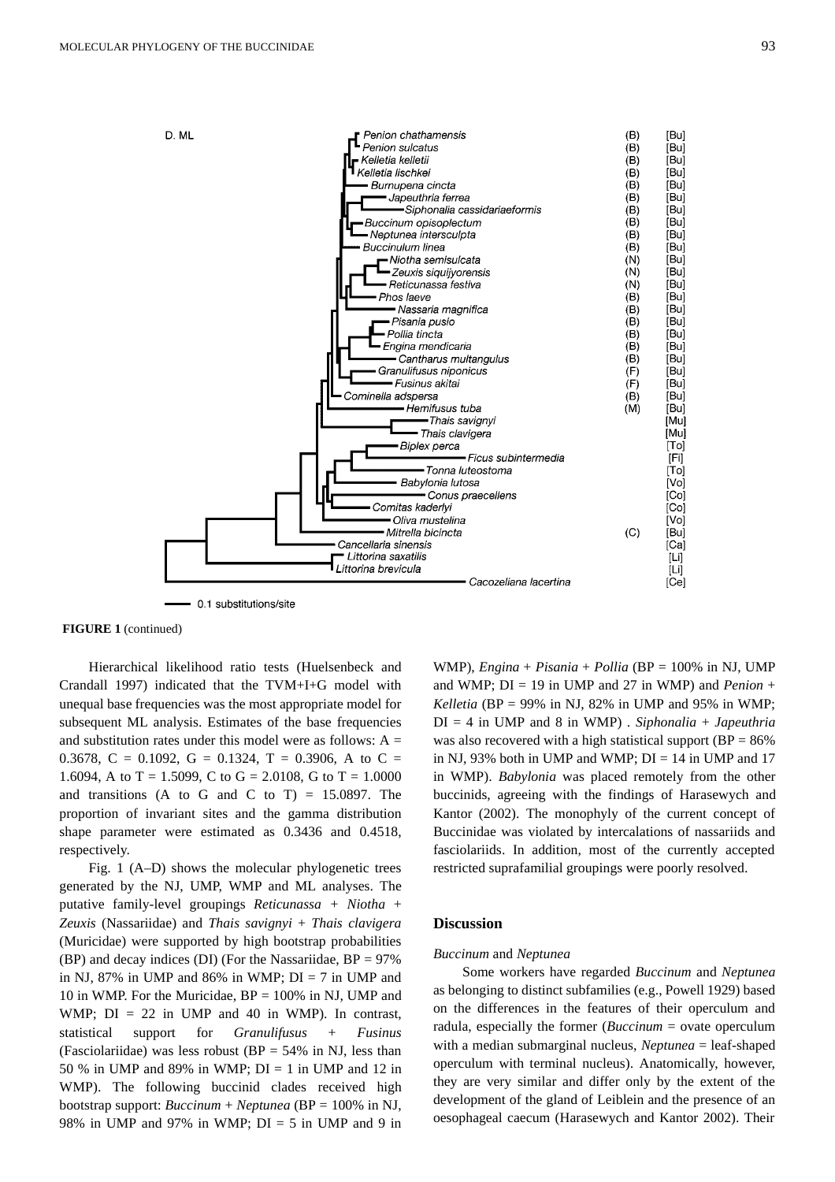D. ML

| Taxon | | |
|---|---|---|
| *Penion chathamensis* | (B) | [Bu] |
| *Penion sulcatus* | (B) | [Bu] |
| *Kelletia kelletii* | (B) | [Bu] |
| *Kelletia lischkei* | (B) | [Bu] |
| *Burnupena cincta* | (B) | [Bu] |
| *Japeuthria ferrea* | (B) | [Bu] |
| *Siphonalia cassidariaeformis* | (B) | [Bu] |
| *Buccinum opisoplectum* | (B) | [Bu] |
| *Neptunea intersculpta* | (B) | [Bu] |
| *Buccinulum linea* | (B) | [Bu] |
| *Niotha semisulcata* | (N) | [Bu] |
| *Zeuxis siquijyorensis* | (N) | [Bu] |
| *Reticunassa festiva* | (N) | [Bu] |
| *Phos laeve* | (B) | [Bu] |
| *Nassaria magnifica* | (B) | [Bu] |
| *Pisania pusio* | (B) | [Bu] |
| *Pollia tincta* | (B) | [Bu] |
| *Engina mendicaria* | (B) | [Bu] |
| *Cantharus multangulus* | (B) | [Bu] |
| *Granulifusus niponicus* | (F) | [Bu] |
| *Fusinus akitai* | (F) | [Bu] |
| *Cominella adspersa* | (B) | [Bu] |
| *Hemifusus tuba* | (M) | [Bu] |
| *Thais savignyi* | | [Mu] |
| *Thais clavigera* | | [Mu] |
| *Biplex perca* | | [To] |
| *Ficus subintermedia* | | [Fi] |
| *Tonna luteostoma* | | [To] |
| *Babylonia lutosa* | | [Vo] |
| *Conus praecellens* | | [Co] |
| *Comitas kaderlyi* | | [Co] |
| *Oliva mustelina* | | [Vo] |
| *Mitrella bicincta* | (C) | [Bu] |
| *Cancellaria sinensis* | | [Ca] |
| *Littorina saxatilis* | | [Li] |
| *Littorina brevicula* | | [Li] |
| *Cacozeliana lacertina* | | [Ce] |

0.1 substitutions/site

**FIGURE 1** (continued)

Hierarchical likelihood ratio tests (Huelsenbeck and Crandall 1997) indicated that the TVM+I+G model with unequal base frequencies was the most appropriate model for subsequent ML analysis. Estimates of the base frequencies and substitution rates under this model were as follows: A = 0.3678, C = 0.1092, G = 0.1324, T = 0.3906, A to C = 1.6094, A to T = 1.5099, C to G = 2.0108, G to T = 1.0000 and transitions (A to G and C to T) = 15.0897. The proportion of invariant sites and the gamma distribution shape parameter were estimated as 0.3436 and 0.4518, respectively.

Fig. 1 (A–D) shows the molecular phylogenetic trees generated by the NJ, UMP, WMP and ML analyses. The putative family-level groupings *Reticunassa* + *Niotha* + *Zeuxis* (Nassariidae) and *Thais savignyi* + *Thais clavigera* (Muricidae) were supported by high bootstrap probabilities (BP) and decay indices (DI) (For the Nassariidae, BP = 97% in NJ, 87% in UMP and 86% in WMP; DI = 7 in UMP and 10 in WMP. For the Muricidae, BP = 100% in NJ, UMP and WMP; DI = 22 in UMP and 40 in WMP). In contrast, statistical support for *Granulifusus* + *Fusinus* (Fasciolariidae) was less robust (BP = 54% in NJ, less than 50 % in UMP and 89% in WMP; DI = 1 in UMP and 12 in WMP). The following buccinid clades received high bootstrap support: *Buccinum* + *Neptunea* (BP = 100% in NJ, 98% in UMP and 97% in WMP; DI = 5 in UMP and 9 in WMP), *Engina* + *Pisania* + *Pollia* (BP = 100% in NJ, UMP and WMP; DI = 19 in UMP and 27 in WMP) and *Penion* + *Kelletia* (BP = 99% in NJ, 82% in UMP and 95% in WMP; DI = 4 in UMP and 8 in WMP) . *Siphonalia* + *Japeuthria* was also recovered with a high statistical support (BP = 86% in NJ, 93% both in UMP and WMP; DI = 14 in UMP and 17 in WMP). *Babylonia* was placed remotely from the other buccinids, agreeing with the findings of Harasewych and Kantor (2002). The monophyly of the current concept of Buccinidae was violated by intercalations of nassariids and fasciolariids. In addition, most of the currently accepted restricted suprafamilial groupings were poorly resolved.

## Discussion

### *Buccinum* and *Neptunea*

Some workers have regarded *Buccinum* and *Neptunea* as belonging to distinct subfamilies (e.g., Powell 1929) based on the differences in the features of their operculum and radula, especially the former (*Buccinum* = ovate operculum with a median submarginal nucleus, *Neptunea* = leaf-shaped operculum with terminal nucleus). Anatomically, however, they are very similar and differ only by the extent of the development of the gland of Leiblein and the presence of an oesophageal caecum (Harasewych and Kantor 2002). Their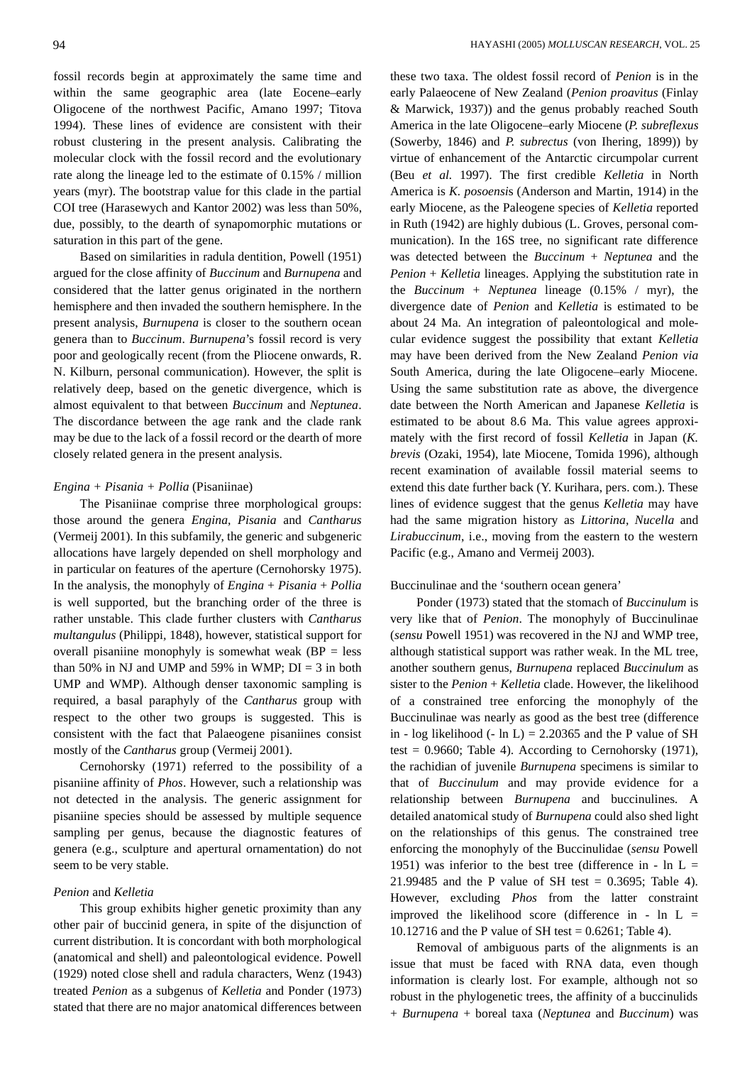fossil records begin at approximately the same time and within the same geographic area (late Eocene–early Oligocene of the northwest Pacific, Amano 1997; Titova 1994). These lines of evidence are consistent with their robust clustering in the present analysis. Calibrating the molecular clock with the fossil record and the evolutionary rate along the lineage led to the estimate of 0.15% / million years (myr). The bootstrap value for this clade in the partial COI tree (Harasewych and Kantor 2002) was less than 50%, due, possibly, to the dearth of synapomorphic mutations or saturation in this part of the gene.

Based on similarities in radula dentition, Powell (1951) argued for the close affinity of *Buccinum* and *Burnupena* and considered that the latter genus originated in the northern hemisphere and then invaded the southern hemisphere. In the present analysis, *Burnupena* is closer to the southern ocean genera than to *Buccinum*. *Burnupena*'s fossil record is very poor and geologically recent (from the Pliocene onwards, R. N. Kilburn, personal communication). However, the split is relatively deep, based on the genetic divergence, which is almost equivalent to that between *Buccinum* and *Neptunea*. The discordance between the age rank and the clade rank may be due to the lack of a fossil record or the dearth of more closely related genera in the present analysis.

### *Engina* + *Pisania* + *Pollia* (Pisaniinae)

The Pisaniinae comprise three morphological groups: those around the genera *Engina*, *Pisania* and *Cantharus* (Vermeij 2001). In this subfamily, the generic and subgeneric allocations have largely depended on shell morphology and in particular on features of the aperture (Cernohorsky 1975). In the analysis, the monophyly of *Engina* + *Pisania* + *Pollia* is well supported, but the branching order of the three is rather unstable. This clade further clusters with *Cantharus multangulus* (Philippi, 1848), however, statistical support for overall pisaniine monophyly is somewhat weak (BP = less than 50% in NJ and UMP and 59% in WMP; DI = 3 in both UMP and WMP). Although denser taxonomic sampling is required, a basal paraphyly of the *Cantharus* group with respect to the other two groups is suggested. This is consistent with the fact that Palaeogene pisaniines consist mostly of the *Cantharus* group (Vermeij 2001).

Cernohorsky (1971) referred to the possibility of a pisaniine affinity of *Phos*. However, such a relationship was not detected in the analysis. The generic assignment for pisaniine species should be assessed by multiple sequence sampling per genus, because the diagnostic features of genera (e.g., sculpture and apertural ornamentation) do not seem to be very stable.

### *Penion* and *Kelletia*

This group exhibits higher genetic proximity than any other pair of buccinid genera, in spite of the disjunction of current distribution. It is concordant with both morphological (anatomical and shell) and paleontological evidence. Powell (1929) noted close shell and radula characters, Wenz (1943) treated *Penion* as a subgenus of *Kelletia* and Ponder (1973) stated that there are no major anatomical differences between these two taxa. The oldest fossil record of *Penion* is in the early Palaeocene of New Zealand (*Penion proavitus* (Finlay & Marwick, 1937)) and the genus probably reached South America in the late Oligocene–early Miocene (*P. subreflexus* (Sowerby, 1846) and *P. subrectus* (von Ihering, 1899)) by virtue of enhancement of the Antarctic circumpolar current (Beu *et al.* 1997). The first credible *Kelletia* in North America is *K. posoensis* (Anderson and Martin, 1914) in the early Miocene, as the Paleogene species of *Kelletia* reported in Ruth (1942) are highly dubious (L. Groves, personal communication). In the 16S tree, no significant rate difference was detected between the *Buccinum* + *Neptunea* and the *Penion* + *Kelletia* lineages. Applying the substitution rate in the *Buccinum* + *Neptunea* lineage (0.15% / myr), the divergence date of *Penion* and *Kelletia* is estimated to be about 24 Ma. An integration of paleontological and molecular evidence suggest the possibility that extant *Kelletia* may have been derived from the New Zealand *Penion via* South America, during the late Oligocene–early Miocene. Using the same substitution rate as above, the divergence date between the North American and Japanese *Kelletia* is estimated to be about 8.6 Ma. This value agrees approximately with the first record of fossil *Kelletia* in Japan (*K. brevis* (Ozaki, 1954), late Miocene, Tomida 1996), although recent examination of available fossil material seems to extend this date further back (Y. Kurihara, pers. com.). These lines of evidence suggest that the genus *Kelletia* may have had the same migration history as *Littorina*, *Nucella* and *Lirabuccinum*, i.e., moving from the eastern to the western Pacific (e.g., Amano and Vermeij 2003).

### Buccinulinae and the 'southern ocean genera'

Ponder (1973) stated that the stomach of *Buccinulum* is very like that of *Penion*. The monophyly of Buccinulinae (*sensu* Powell 1951) was recovered in the NJ and WMP tree, although statistical support was rather weak. In the ML tree, another southern genus, *Burnupena* replaced *Buccinulum* as sister to the *Penion* + *Kelletia* clade. However, the likelihood of a constrained tree enforcing the monophyly of the Buccinulinae was nearly as good as the best tree (difference in - log likelihood (- ln L) = 2.20365 and the P value of SH test = 0.9660; Table 4). According to Cernohorsky (1971), the rachidian of juvenile *Burnupena* specimens is similar to that of *Buccinulum* and may provide evidence for a relationship between *Burnupena* and buccinulines. A detailed anatomical study of *Burnupena* could also shed light on the relationships of this genus. The constrained tree enforcing the monophyly of the Buccinulidae (*sensu* Powell 1951) was inferior to the best tree (difference in - ln L = 21.99485 and the P value of SH test = 0.3695; Table 4). However, excluding *Phos* from the latter constraint improved the likelihood score (difference in - ln L = 10.12716 and the P value of SH test = 0.6261; Table 4).

Removal of ambiguous parts of the alignments is an issue that must be faced with RNA data, even though information is clearly lost. For example, although not so robust in the phylogenetic trees, the affinity of a buccinulids + *Burnupena* + boreal taxa (*Neptunea* and *Buccinum*) was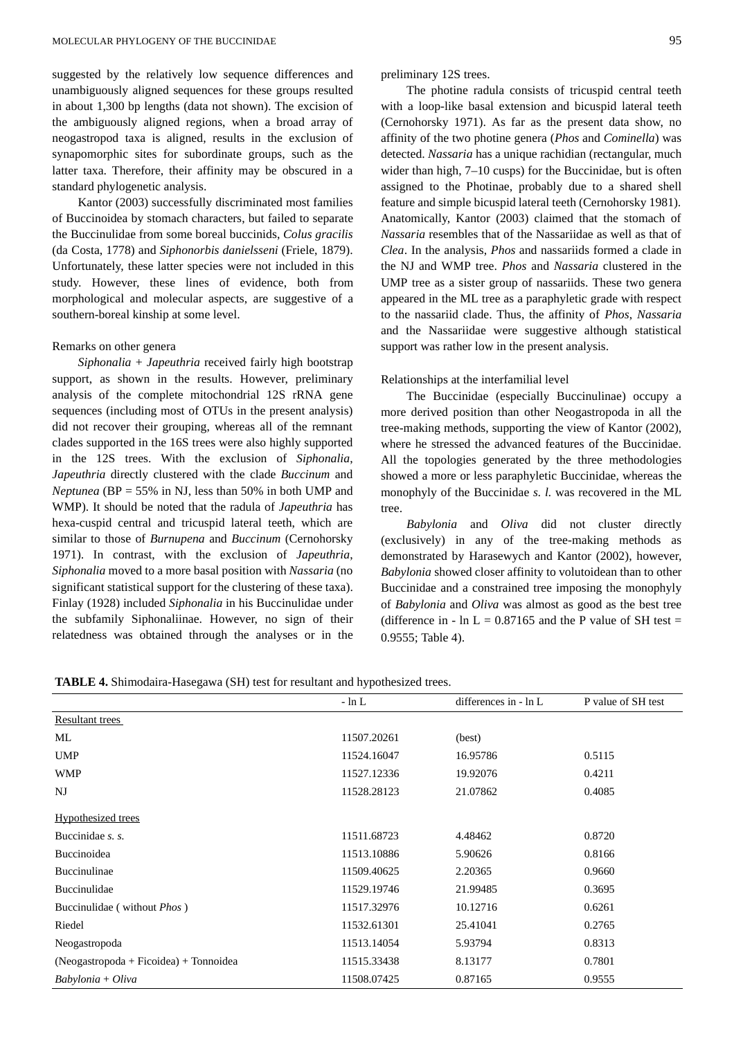suggested by the relatively low sequence differences and unambiguously aligned sequences for these groups resulted in about 1,300 bp lengths (data not shown). The excision of the ambiguously aligned regions, when a broad array of neogastropod taxa is aligned, results in the exclusion of synapomorphic sites for subordinate groups, such as the latter taxa. Therefore, their affinity may be obscured in a standard phylogenetic analysis.

Kantor (2003) successfully discriminated most families of Buccinoidea by stomach characters, but failed to separate the Buccinulidae from some boreal buccinids, *Colus gracilis* (da Costa, 1778) and *Siphonorbis danielsseni* (Friele, 1879). Unfortunately, these latter species were not included in this study. However, these lines of evidence, both from morphological and molecular aspects, are suggestive of a southern-boreal kinship at some level.

Remarks on other genera

*Siphonalia* + *Japeuthria* received fairly high bootstrap support, as shown in the results. However, preliminary analysis of the complete mitochondrial 12S rRNA gene sequences (including most of OTUs in the present analysis) did not recover their grouping, whereas all of the remnant clades supported in the 16S trees were also highly supported in the 12S trees. With the exclusion of *Siphonalia*, *Japeuthria* directly clustered with the clade *Buccinum* and *Neptunea* (BP = 55% in NJ, less than 50% in both UMP and WMP). It should be noted that the radula of *Japeuthria* has hexa-cuspid central and tricuspid lateral teeth, which are similar to those of *Burnupena* and *Buccinum* (Cernohorsky 1971). In contrast, with the exclusion of *Japeuthria*, *Siphonalia* moved to a more basal position with *Nassaria* (no significant statistical support for the clustering of these taxa). Finlay (1928) included *Siphonalia* in his Buccinulidae under the subfamily Siphonaliinae. However, no sign of their relatedness was obtained through the analyses or in the preliminary 12S trees.

The photine radula consists of tricuspid central teeth with a loop-like basal extension and bicuspid lateral teeth (Cernohorsky 1971). As far as the present data show, no affinity of the two photine genera (*Phos* and *Cominella*) was detected. *Nassaria* has a unique rachidian (rectangular, much wider than high, 7–10 cusps) for the Buccinidae, but is often assigned to the Photinae, probably due to a shared shell feature and simple bicuspid lateral teeth (Cernohorsky 1981). Anatomically, Kantor (2003) claimed that the stomach of *Nassaria* resembles that of the Nassariidae as well as that of *Clea*. In the analysis, *Phos* and nassariids formed a clade in the NJ and WMP tree. *Phos* and *Nassaria* clustered in the UMP tree as a sister group of nassariids. These two genera appeared in the ML tree as a paraphyletic grade with respect to the nassariid clade. Thus, the affinity of *Phos*, *Nassaria* and the Nassariidae were suggestive although statistical support was rather low in the present analysis.

Relationships at the interfamilial level

The Buccinidae (especially Buccinulinae) occupy a more derived position than other Neogastropoda in all the tree-making methods, supporting the view of Kantor (2002), where he stressed the advanced features of the Buccinidae. All the topologies generated by the three methodologies showed a more or less paraphyletic Buccinidae, whereas the monophyly of the Buccinidae *s. l.* was recovered in the ML tree.

*Babylonia* and *Oliva* did not cluster directly (exclusively) in any of the tree-making methods as demonstrated by Harasewych and Kantor (2002), however, *Babylonia* showed closer affinity to volutoidean than to other Buccinidae and a constrained tree imposing the monophyly of *Babylonia* and *Oliva* was almost as good as the best tree (difference in - ln L = 0.87165 and the P value of SH test = 0.9555; Table 4).

**TABLE 4.** Shimodaira-Hasegawa (SH) test for resultant and hypothesized trees.

| | - ln L | differences in - ln L | P value of SH test |
|---|---|---|---|
| Resultant trees | | | |
| ML | 11507.20261 | (best) | |
| UMP | 11524.16047 | 16.95786 | 0.5115 |
| WMP | 11527.12336 | 19.92076 | 0.4211 |
| NJ | 11528.28123 | 21.07862 | 0.4085 |
| Hypothesized trees | | | |
| Buccinidae *s. s.* | 11511.68723 | 4.48462 | 0.8720 |
| Buccinoidea | 11513.10886 | 5.90626 | 0.8166 |
| Buccinulinae | 11509.40625 | 2.20365 | 0.9660 |
| Buccinulidae | 11529.19746 | 21.99485 | 0.3695 |
| Buccinulidae ( without *Phos* ) | 11517.32976 | 10.12716 | 0.6261 |
| Riedel | 11532.61301 | 25.41041 | 0.2765 |
| Neogastropoda | 11513.14054 | 5.93794 | 0.8313 |
| (Neogastropoda + Ficoidea) + Tonnoidea | 11515.33438 | 8.13177 | 0.7801 |
| *Babylonia* + *Oliva* | 11508.07425 | 0.87165 | 0.9555 |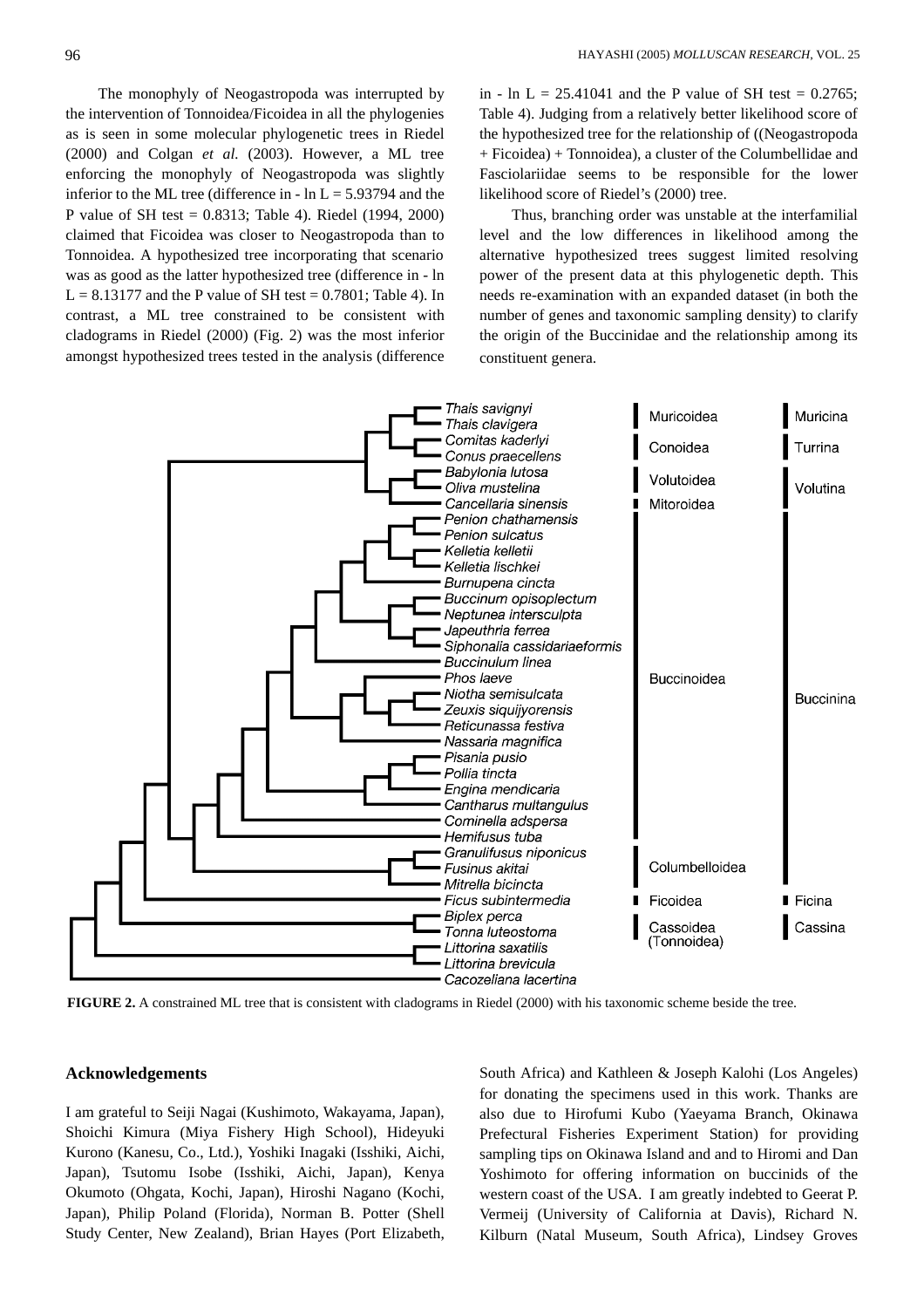The monophyly of Neogastropoda was interrupted by the intervention of Tonnoidea/Ficoidea in all the phylogenies as is seen in some molecular phylogenetic trees in Riedel (2000) and Colgan *et al.* (2003). However, a ML tree enforcing the monophyly of Neogastropoda was slightly inferior to the ML tree (difference in $-\ln L = 5.93794$ and the P value of SH test = 0.8313; Table 4). Riedel (1994, 2000) claimed that Ficoidea was closer to Neogastropoda than to Tonnoidea. A hypothesized tree incorporating that scenario was as good as the latter hypothesized tree (difference in $-\ln L = 8.13177$ and the P value of SH test = 0.7801; Table 4). In contrast, a ML tree constrained to be consistent with cladograms in Riedel (2000) (Fig. 2) was the most inferior amongst hypothesized trees tested in the analysis (difference in $-\ln L = 25.41041$ and the P value of SH test = 0.2765; Table 4). Judging from a relatively better likelihood score of the hypothesized tree for the relationship of ((Neogastropoda + Ficoidea) + Tonnoidea), a cluster of the Columbellidae and Fasciolariidae seems to be responsible for the lower likelihood score of Riedel's (2000) tree.

Thus, branching order was unstable at the interfamilial level and the low differences in likelihood among the alternative hypothesized trees suggest limited resolving power of the present data at this phylogenetic depth. This needs re-examination with an expanded dataset (in both the number of genes and taxonomic sampling density) to clarify the origin of the Buccinidae and the relationship among its constituent genera.

**FIGURE 2.** A constrained ML tree that is consistent with cladograms in Riedel (2000) with his taxonomic scheme beside the tree.

## Acknowledgements

I am grateful to Seiji Nagai (Kushimoto, Wakayama, Japan), Shoichi Kimura (Miya Fishery High School), Hideyuki Kurono (Kanesu, Co., Ltd.), Yoshiki Inagaki (Isshiki, Aichi, Japan), Tsutomu Isobe (Isshiki, Aichi, Japan), Kenya Okumoto (Ohgata, Kochi, Japan), Hiroshi Nagano (Kochi, Japan), Philip Poland (Florida), Norman B. Potter (Shell Study Center, New Zealand), Brian Hayes (Port Elizabeth, South Africa) and Kathleen & Joseph Kalohi (Los Angeles) for donating the specimens used in this work. Thanks are also due to Hirofumi Kubo (Yaeyama Branch, Okinawa Prefectural Fisheries Experiment Station) for providing sampling tips on Okinawa Island and and to Hiromi and Dan Yoshimoto for offering information on buccinids of the western coast of the USA. I am greatly indebted to Geerat P. Vermeij (University of California at Davis), Richard N. Kilburn (Natal Museum, South Africa), Lindsey Groves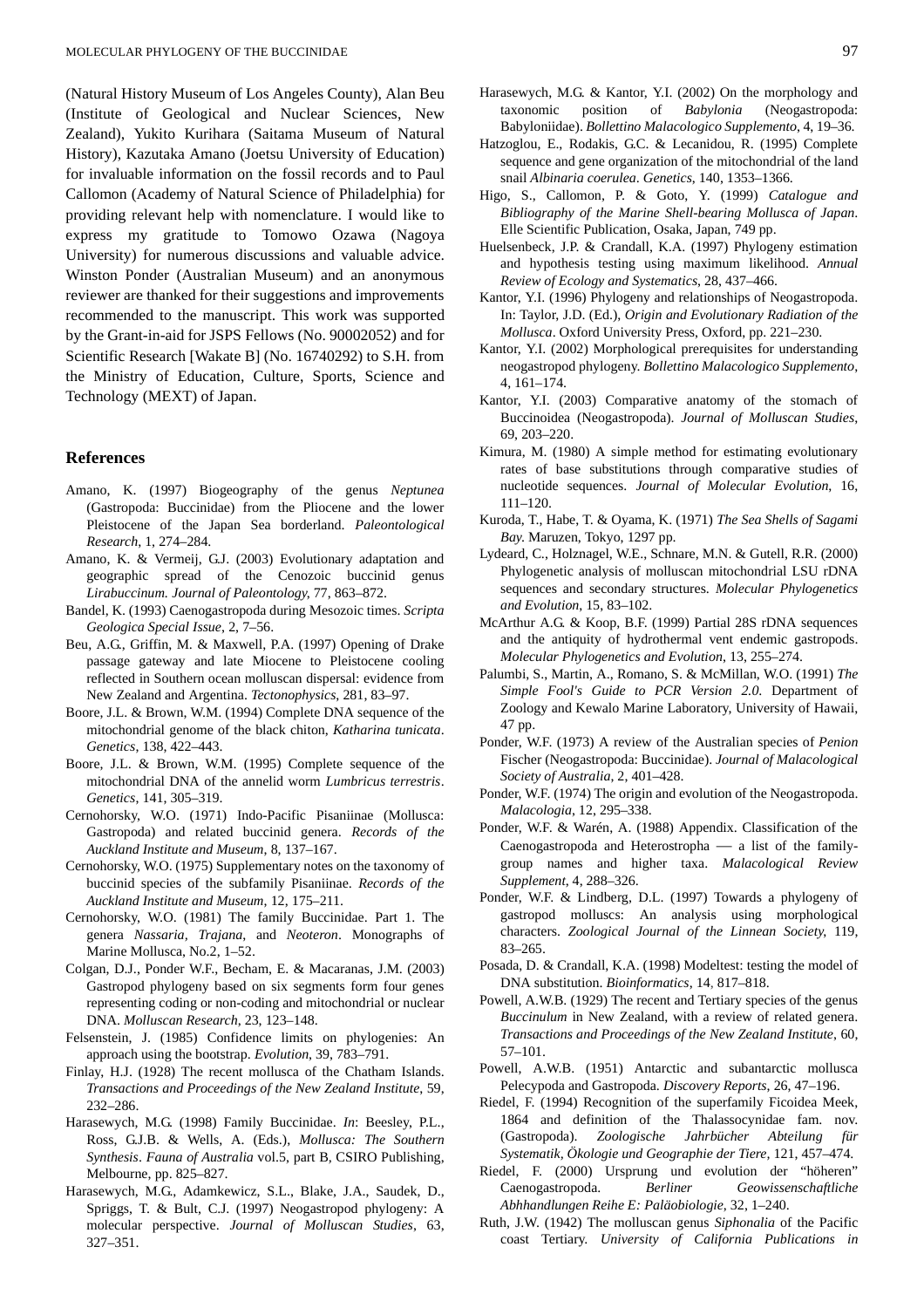(Natural History Museum of Los Angeles County), Alan Beu (Institute of Geological and Nuclear Sciences, New Zealand), Yukito Kurihara (Saitama Museum of Natural History), Kazutaka Amano (Joetsu University of Education) for invaluable information on the fossil records and to Paul Callomon (Academy of Natural Science of Philadelphia) for providing relevant help with nomenclature. I would like to express my gratitude to Tomowo Ozawa (Nagoya University) for numerous discussions and valuable advice. Winston Ponder (Australian Museum) and an anonymous reviewer are thanked for their suggestions and improvements recommended to the manuscript. This work was supported by the Grant-in-aid for JSPS Fellows (No. 90002052) and for Scientific Research [Wakate B] (No. 16740292) to S.H. from the Ministry of Education, Culture, Sports, Science and Technology (MEXT) of Japan.

## References

Amano, K. (1997) Biogeography of the genus *Neptunea* (Gastropoda: Buccinidae) from the Pliocene and the lower Pleistocene of the Japan Sea borderland. *Paleontological Research*, 1, 274–284.

Amano, K. & Vermeij, G.J. (2003) Evolutionary adaptation and geographic spread of the Cenozoic buccinid genus *Lirabuccinum. Journal of Paleontology*, 77, 863–872.

Bandel, K. (1993) Caenogastropoda during Mesozoic times. *Scripta Geologica Special Issue*, 2, 7–56.

Beu, A.G., Griffin, M. & Maxwell, P.A. (1997) Opening of Drake passage gateway and late Miocene to Pleistocene cooling reflected in Southern ocean molluscan dispersal: evidence from New Zealand and Argentina. *Tectonophysics*, 281, 83–97.

Boore, J.L. & Brown, W.M. (1994) Complete DNA sequence of the mitochondrial genome of the black chiton, *Katharina tunicata*. *Genetics*, 138, 422–443.

Boore, J.L. & Brown, W.M. (1995) Complete sequence of the mitochondrial DNA of the annelid worm *Lumbricus terrestris*. *Genetics*, 141, 305–319.

Cernohorsky, W.O. (1971) Indo-Pacific Pisaniinae (Mollusca: Gastropoda) and related buccinid genera. *Records of the Auckland Institute and Museum*, 8, 137–167.

Cernohorsky, W.O. (1975) Supplementary notes on the taxonomy of buccinid species of the subfamily Pisaniinae. *Records of the Auckland Institute and Museum*, 12, 175–211.

Cernohorsky, W.O. (1981) The family Buccinidae. Part 1. The genera *Nassaria, Trajana*, and *Neoteron*. Monographs of Marine Mollusca, No.2, 1–52.

Colgan, D.J., Ponder W.F., Becham, E. & Macaranas, J.M. (2003) Gastropod phylogeny based on six segments form four genes representing coding or non-coding and mitochondrial or nuclear DNA. *Molluscan Research*, 23, 123–148.

Felsenstein, J. (1985) Confidence limits on phylogenies: An approach using the bootstrap. *Evolution*, 39, 783–791.

Finlay, H.J. (1928) The recent mollusca of the Chatham Islands. *Transactions and Proceedings of the New Zealand Institute*, 59, 232–286.

Harasewych, M.G. (1998) Family Buccinidae. *In*: Beesley, P.L., Ross, G.J.B. & Wells, A. (Eds.), *Mollusca: The Southern Synthesis*. *Fauna of Australia* vol.5, part B, CSIRO Publishing, Melbourne, pp. 825–827.

Harasewych, M.G., Adamkewicz, S.L., Blake, J.A., Saudek, D., Spriggs, T. & Bult, C.J. (1997) Neogastropod phylogeny: A molecular perspective. *Journal of Molluscan Studies*, 63, 327–351.

Harasewych, M.G. & Kantor, Y.I. (2002) On the morphology and taxonomic position of *Babylonia* (Neogastropoda: Babyloniidae). *Bollettino Malacologico Supplemento*, 4, 19–36.

Hatzoglou, E., Rodakis, G.C. & Lecanidou, R. (1995) Complete sequence and gene organization of the mitochondrial of the land snail *Albinaria coerulea*. *Genetics*, 140, 1353–1366.

Higo, S., Callomon, P. & Goto, Y. (1999) *Catalogue and Bibliography of the Marine Shell-bearing Mollusca of Japan*. Elle Scientific Publication, Osaka, Japan, 749 pp.

Huelsenbeck, J.P. & Crandall, K.A. (1997) Phylogeny estimation and hypothesis testing using maximum likelihood. *Annual Review of Ecology and Systematics*, 28, 437–466.

Kantor, Y.I. (1996) Phylogeny and relationships of Neogastropoda. In: Taylor, J.D. (Ed.), *Origin and Evolutionary Radiation of the Mollusca*. Oxford University Press, Oxford, pp. 221–230.

Kantor, Y.I. (2002) Morphological prerequisites for understanding neogastropod phylogeny. *Bollettino Malacologico Supplemento*, 4, 161–174.

Kantor, Y.I. (2003) Comparative anatomy of the stomach of Buccinoidea (Neogastropoda). *Journal of Molluscan Studies*, 69, 203–220.

Kimura, M. (1980) A simple method for estimating evolutionary rates of base substitutions through comparative studies of nucleotide sequences. *Journal of Molecular Evolution*, 16, 111–120.

Kuroda, T., Habe, T. & Oyama, K. (1971) *The Sea Shells of Sagami Bay*. Maruzen, Tokyo, 1297 pp.

Lydeard, C., Holznagel, W.E., Schnare, M.N. & Gutell, R.R. (2000) Phylogenetic analysis of molluscan mitochondrial LSU rDNA sequences and secondary structures. *Molecular Phylogenetics and Evolution*, 15, 83–102.

McArthur A.G. & Koop, B.F. (1999) Partial 28S rDNA sequences and the antiquity of hydrothermal vent endemic gastropods. *Molecular Phylogenetics and Evolution*, 13, 255–274.

Palumbi, S., Martin, A., Romano, S. & McMillan, W.O. (1991) *The Simple Fool's Guide to PCR Version 2.0.* Department of Zoology and Kewalo Marine Laboratory, University of Hawaii, 47 pp.

Ponder, W.F. (1973) A review of the Australian species of *Penion* Fischer (Neogastropoda: Buccinidae). *Journal of Malacological Society of Australia*, 2, 401–428.

Ponder, W.F. (1974) The origin and evolution of the Neogastropoda. *Malacologia*, 12, 295–338.

Ponder, W.F. & Warén, A. (1988) Appendix. Classification of the Caenogastropoda and Heterostropha — a list of the family-group names and higher taxa. *Malacological Review Supplement*, 4, 288–326.

Ponder, W.F. & Lindberg, D.L. (1997) Towards a phylogeny of gastropod molluscs: An analysis using morphological characters. *Zoological Journal of the Linnean Society*, 119, 83–265.

Posada, D. & Crandall, K.A. (1998) Modeltest: testing the model of DNA substitution. *Bioinformatics*, 14, 817–818.

Powell, A.W.B. (1929) The recent and Tertiary species of the genus *Buccinulum* in New Zealand, with a review of related genera. *Transactions and Proceedings of the New Zealand Institute*, 60, 57–101.

Powell, A.W.B. (1951) Antarctic and subantarctic mollusca Pelecypoda and Gastropoda. *Discovery Reports*, 26, 47–196.

Riedel, F. (1994) Recognition of the superfamily Ficoidea Meek, 1864 and definition of the Thalassocynidae fam. nov. (Gastropoda). *Zoologische Jahrbücher Abteilung für Systematik, Ökologie und Geographie der Tiere*, 121, 457–474.

Riedel, F. (2000) Ursprung und evolution der "höheren" Caenogastropoda. *Berliner Geowissenschaftliche Abhhandlungen Reihe E: Paläobiologie*, 32, 1–240.

Ruth, J.W. (1942) The molluscan genus *Siphonalia* of the Pacific coast Tertiary. *University of California Publications in*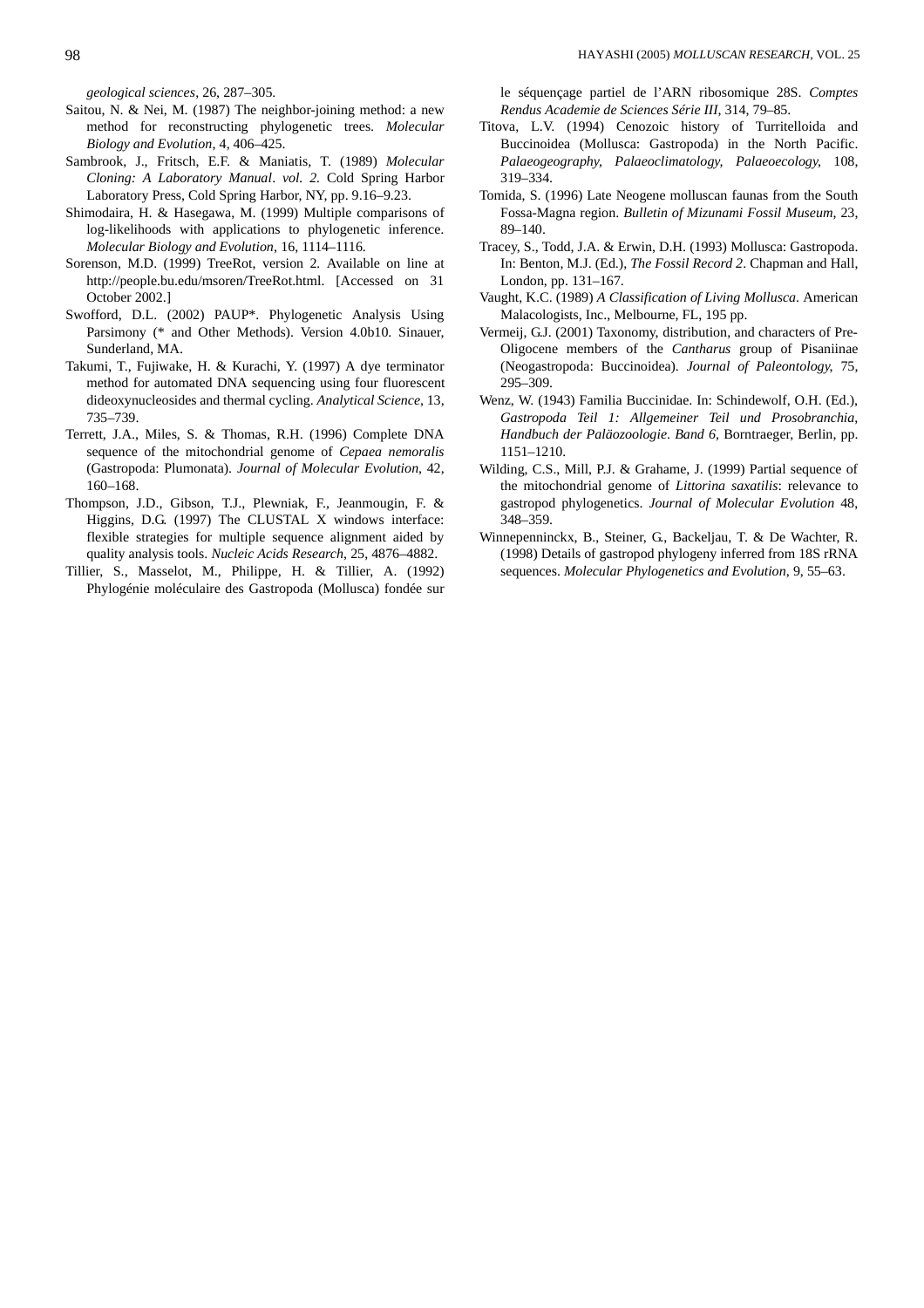*geological sciences*, 26, 287–305.

Saitou, N. & Nei, M. (1987) The neighbor-joining method: a new method for reconstructing phylogenetic trees. *Molecular Biology and Evolution*, 4, 406–425.

Sambrook, J., Fritsch, E.F. & Maniatis, T. (1989) *Molecular Cloning: A Laboratory Manual*. *vol. 2*. Cold Spring Harbor Laboratory Press, Cold Spring Harbor, NY, pp. 9.16–9.23.

Shimodaira, H. & Hasegawa, M. (1999) Multiple comparisons of log-likelihoods with applications to phylogenetic inference. *Molecular Biology and Evolution*, 16, 1114–1116.

Sorenson, M.D. (1999) TreeRot, version 2. Available on line at http://people.bu.edu/msoren/TreeRot.html. [Accessed on 31 October 2002.]

Swofford, D.L. (2002) PAUP*. Phylogenetic Analysis Using Parsimony (* and Other Methods). Version 4.0b10. Sinauer, Sunderland, MA.

Takumi, T., Fujiwake, H. & Kurachi, Y. (1997) A dye terminator method for automated DNA sequencing using four fluorescent dideoxynucleosides and thermal cycling. *Analytical Science*, 13, 735–739.

Terrett, J.A., Miles, S. & Thomas, R.H. (1996) Complete DNA sequence of the mitochondrial genome of *Cepaea nemoralis* (Gastropoda: Plumonata). *Journal of Molecular Evolution*, 42, 160–168.

Thompson, J.D., Gibson, T.J., Plewniak, F., Jeanmougin, F. & Higgins, D.G. (1997) The CLUSTAL X windows interface: flexible strategies for multiple sequence alignment aided by quality analysis tools. *Nucleic Acids Research*, 25, 4876–4882.

Tillier, S., Masselot, M., Philippe, H. & Tillier, A. (1992) Phylogénie moléculaire des Gastropoda (Mollusca) fondée sur le séquençage partiel de l'ARN ribosomique 28S. *Comptes Rendus Academie de Sciences Série III*, 314, 79–85.

Titova, L.V. (1994) Cenozoic history of Turritelloida and Buccinoidea (Mollusca: Gastropoda) in the North Pacific. *Palaeogeography, Palaeoclimatology, Palaeoecology*, 108, 319–334.

Tomida, S. (1996) Late Neogene molluscan faunas from the South Fossa-Magna region. *Bulletin of Mizunami Fossil Museum*, 23, 89–140.

Tracey, S., Todd, J.A. & Erwin, D.H. (1993) Mollusca: Gastropoda. In: Benton, M.J. (Ed.), *The Fossil Record 2*. Chapman and Hall, London, pp. 131–167.

Vaught, K.C. (1989) *A Classification of Living Mollusca*. American Malacologists, Inc., Melbourne, FL, 195 pp.

Vermeij, G.J. (2001) Taxonomy, distribution, and characters of Pre-Oligocene members of the *Cantharus* group of Pisaniinae (Neogastropoda: Buccinoidea). *Journal of Paleontology*, 75, 295–309.

Wenz, W. (1943) Familia Buccinidae. In: Schindewolf, O.H. (Ed.), *Gastropoda Teil 1: Allgemeiner Teil und Prosobranchia*, *Handbuch der Paläozoologie*. *Band 6*, Borntraeger, Berlin, pp. 1151–1210.

Wilding, C.S., Mill, P.J. & Grahame, J. (1999) Partial sequence of the mitochondrial genome of *Littorina saxatilis*: relevance to gastropod phylogenetics. *Journal of Molecular Evolution* 48, 348–359.

Winnepenninckx, B., Steiner, G., Backeljau, T. & De Wachter, R. (1998) Details of gastropod phylogeny inferred from 18S rRNA sequences. *Molecular Phylogenetics and Evolution*, 9, 55–63.